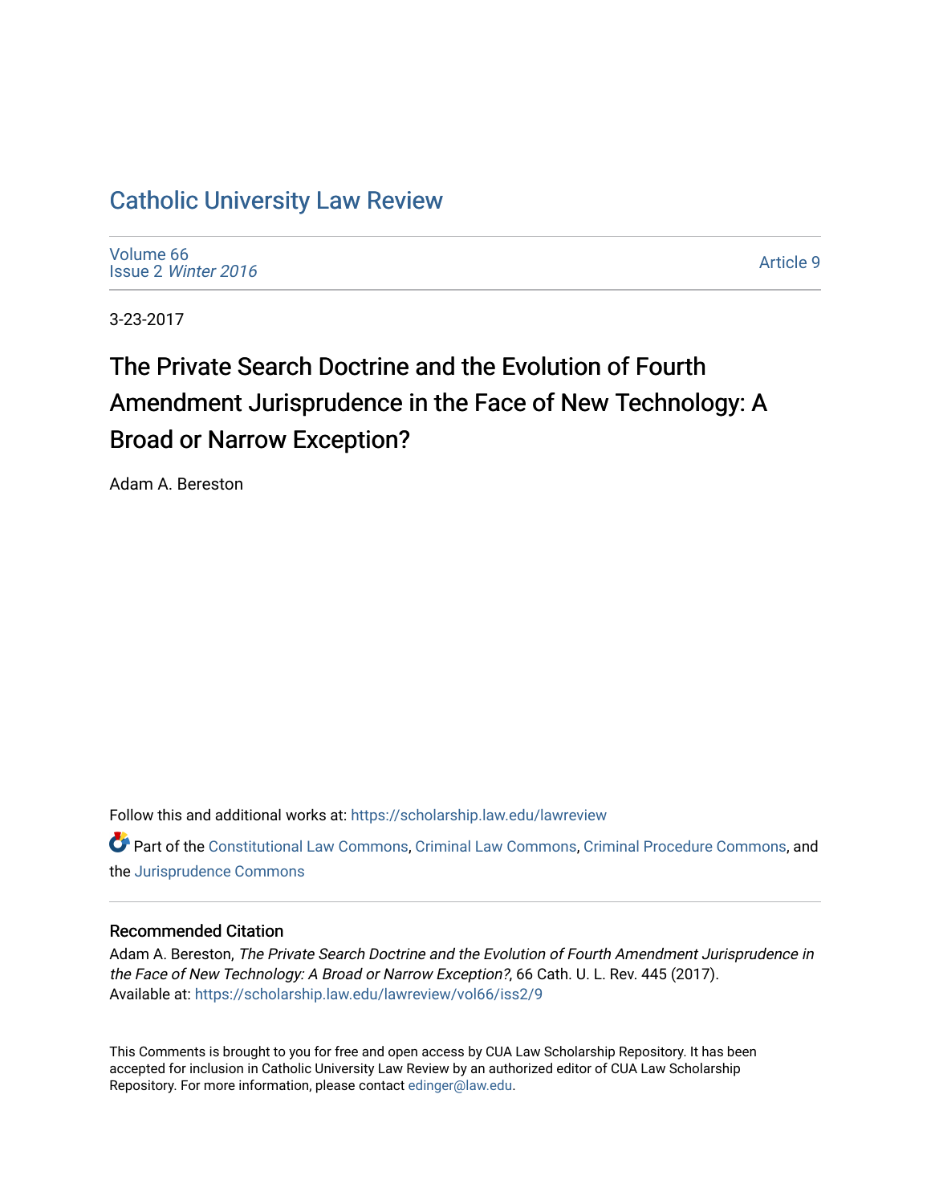# Catholic University Law Review

Volume 66
Issue 2 *Winter 2016*

Article 9

3-23-2017

## The Private Search Doctrine and the Evolution of Fourth Amendment Jurisprudence in the Face of New Technology: A Broad or Narrow Exception?

Adam A. Bereston

Follow this and additional works at: https://scholarship.law.edu/lawreview

Part of the Constitutional Law Commons, Criminal Law Commons, Criminal Procedure Commons, and the Jurisprudence Commons

### Recommended Citation

Adam A. Bereston, *The Private Search Doctrine and the Evolution of Fourth Amendment Jurisprudence in the Face of New Technology: A Broad or Narrow Exception?*, 66 Cath. U. L. Rev. 445 (2017).
Available at: https://scholarship.law.edu/lawreview/vol66/iss2/9

This Comments is brought to you for free and open access by CUA Law Scholarship Repository. It has been accepted for inclusion in Catholic University Law Review by an authorized editor of CUA Law Scholarship Repository. For more information, please contact edinger@law.edu.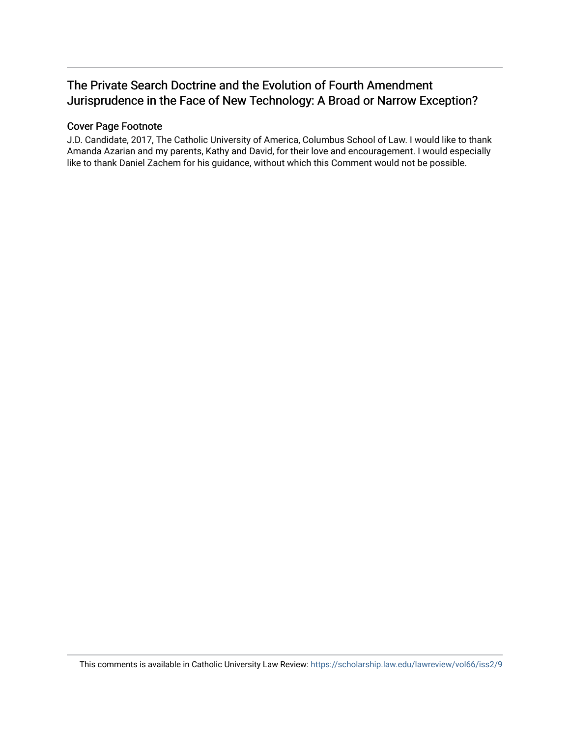## The Private Search Doctrine and the Evolution of Fourth Amendment Jurisprudence in the Face of New Technology: A Broad or Narrow Exception?

### Cover Page Footnote

J.D. Candidate, 2017, The Catholic University of America, Columbus School of Law. I would like to thank Amanda Azarian and my parents, Kathy and David, for their love and encouragement. I would especially like to thank Daniel Zachem for his guidance, without which this Comment would not be possible.

This comments is available in Catholic University Law Review: https://scholarship.law.edu/lawreview/vol66/iss2/9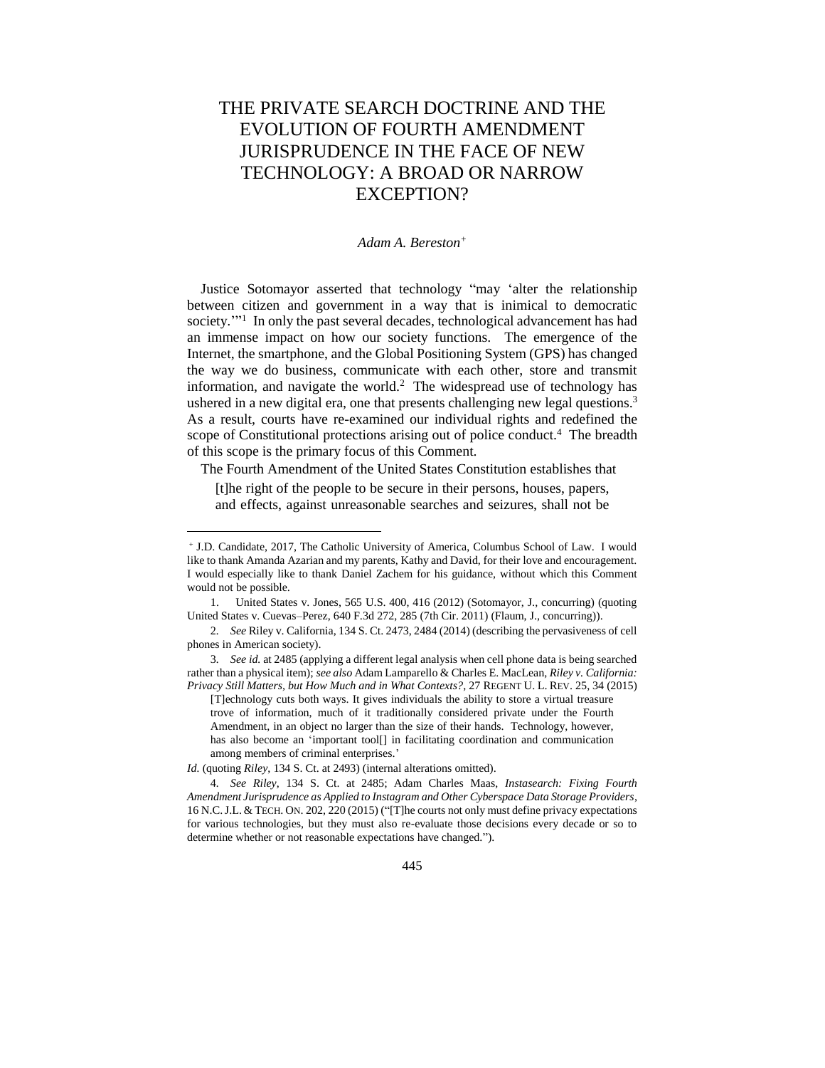# THE PRIVATE SEARCH DOCTRINE AND THE EVOLUTION OF FOURTH AMENDMENT JURISPRUDENCE IN THE FACE OF NEW TECHNOLOGY: A BROAD OR NARROW EXCEPTION?

*Adam A. Bereston*[+]

Justice Sotomayor asserted that technology "may 'alter the relationship between citizen and government in a way that is inimical to democratic society.'"[1] In only the past several decades, technological advancement has had an immense impact on how our society functions. The emergence of the Internet, the smartphone, and the Global Positioning System (GPS) has changed the way we do business, communicate with each other, store and transmit information, and navigate the world.[2] The widespread use of technology has ushered in a new digital era, one that presents challenging new legal questions.[3] As a result, courts have re-examined our individual rights and redefined the scope of Constitutional protections arising out of police conduct.[4] The breadth of this scope is the primary focus of this Comment.

The Fourth Amendment of the United States Constitution establishes that

> [t]he right of the people to be secure in their persons, houses, papers, and effects, against unreasonable searches and seizures, shall not be

---

[+] J.D. Candidate, 2017, The Catholic University of America, Columbus School of Law. I would like to thank Amanda Azarian and my parents, Kathy and David, for their love and encouragement. I would especially like to thank Daniel Zachem for his guidance, without which this Comment would not be possible.

1. United States v. Jones, 565 U.S. 400, 416 (2012) (Sotomayor, J., concurring) (quoting United States v. Cuevas–Perez, 640 F.3d 272, 285 (7th Cir. 2011) (Flaum, J., concurring)).

2. *See* Riley v. California, 134 S. Ct. 2473, 2484 (2014) (describing the pervasiveness of cell phones in American society).

3. *See id.* at 2485 (applying a different legal analysis when cell phone data is being searched rather than a physical item); *see also* Adam Lamparello & Charles E. MacLean, *Riley v. California: Privacy Still Matters, but How Much and in What Contexts?*, 27 REGENT U. L. REV. 25, 34 (2015)

> [T]echnology cuts both ways. It gives individuals the ability to store a virtual treasure trove of information, much of it traditionally considered private under the Fourth Amendment, in an object no larger than the size of their hands. Technology, however, has also become an 'important tool[] in facilitating coordination and communication among members of criminal enterprises.'

*Id.* (quoting *Riley*, 134 S. Ct. at 2493) (internal alterations omitted).

4. *See Riley*, 134 S. Ct. at 2485; Adam Charles Maas, *Instasearch: Fixing Fourth Amendment Jurisprudence as Applied to Instagram and Other Cyberspace Data Storage Providers*, 16 N.C. J.L. & TECH. ON. 202, 220 (2015) ("[T]he courts not only must define privacy expectations for various technologies, but they must also re-evaluate those decisions every decade or so to determine whether or not reasonable expectations have changed.").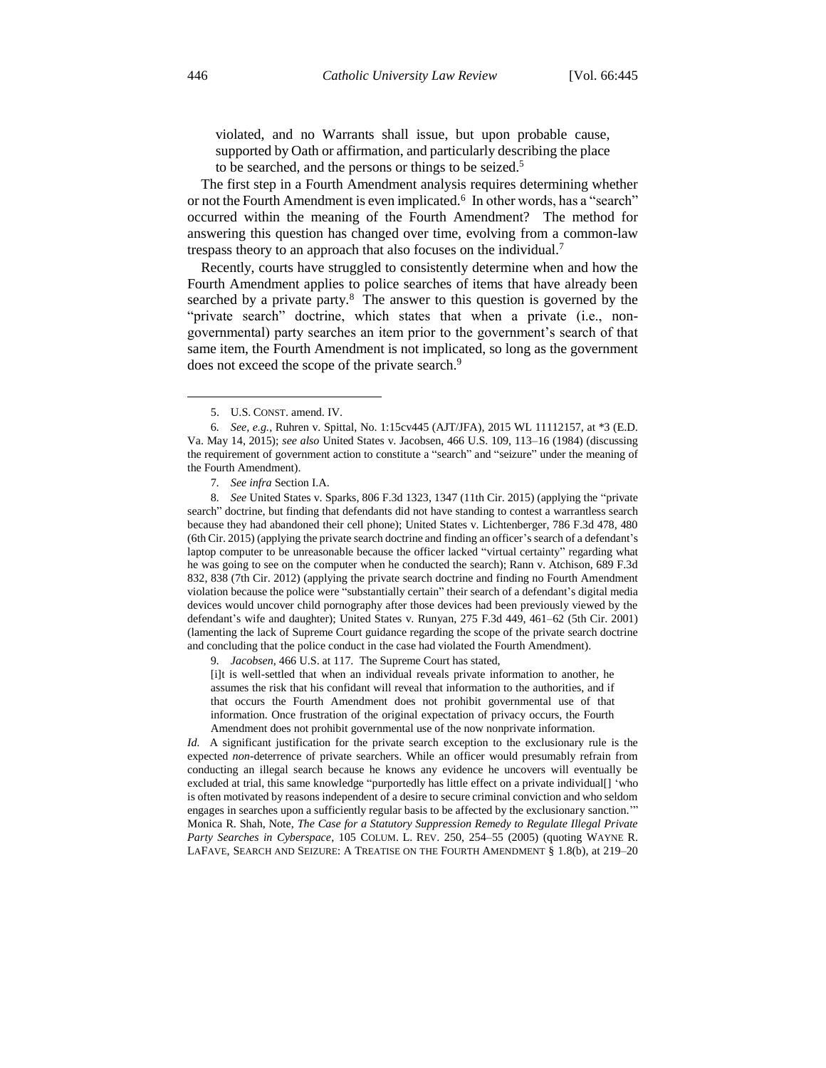> violated, and no Warrants shall issue, but upon probable cause, supported by Oath or affirmation, and particularly describing the place to be searched, and the persons or things to be seized.[5]

The first step in a Fourth Amendment analysis requires determining whether or not the Fourth Amendment is even implicated.[6] In other words, has a "search" occurred within the meaning of the Fourth Amendment? The method for answering this question has changed over time, evolving from a common-law trespass theory to an approach that also focuses on the individual.[7]

Recently, courts have struggled to consistently determine when and how the Fourth Amendment applies to police searches of items that have already been searched by a private party.[8] The answer to this question is governed by the "private search" doctrine, which states that when a private (i.e., non-governmental) party searches an item prior to the government's search of that same item, the Fourth Amendment is not implicated, so long as the government does not exceed the scope of the private search.[9]

---

5. U.S. CONST. amend. IV.

6. *See, e.g.*, Ruhren v. Spittal, No. 1:15cv445 (AJT/JFA), 2015 WL 11112157, at *3 (E.D. Va. May 14, 2015); *see also* United States v. Jacobsen, 466 U.S. 109, 113–16 (1984) (discussing the requirement of government action to constitute a "search" and "seizure" under the meaning of the Fourth Amendment).

7. *See infra* Section I.A.

8. *See* United States v. Sparks, 806 F.3d 1323, 1347 (11th Cir. 2015) (applying the "private search" doctrine, but finding that defendants did not have standing to contest a warrantless search because they had abandoned their cell phone); United States v. Lichtenberger, 786 F.3d 478, 480 (6th Cir. 2015) (applying the private search doctrine and finding an officer's search of a defendant's laptop computer to be unreasonable because the officer lacked "virtual certainty" regarding what he was going to see on the computer when he conducted the search); Rann v. Atchison, 689 F.3d 832, 838 (7th Cir. 2012) (applying the private search doctrine and finding no Fourth Amendment violation because the police were "substantially certain" their search of a defendant's digital media devices would uncover child pornography after those devices had been previously viewed by the defendant's wife and daughter); United States v. Runyan, 275 F.3d 449, 461–62 (5th Cir. 2001) (lamenting the lack of Supreme Court guidance regarding the scope of the private search doctrine and concluding that the police conduct in the case had violated the Fourth Amendment).

9. *Jacobsen*, 466 U.S. at 117. The Supreme Court has stated,

> [i]t is well-settled that when an individual reveals private information to another, he assumes the risk that his confidant will reveal that information to the authorities, and if that occurs the Fourth Amendment does not prohibit governmental use of that information. Once frustration of the original expectation of privacy occurs, the Fourth Amendment does not prohibit governmental use of the now nonprivate information.

*Id.* A significant justification for the private search exception to the exclusionary rule is the expected *non*-deterrence of private searchers. While an officer would presumably refrain from conducting an illegal search because he knows any evidence he uncovers will eventually be excluded at trial, this same knowledge "purportedly has little effect on a private individual[] 'who is often motivated by reasons independent of a desire to secure criminal conviction and who seldom engages in searches upon a sufficiently regular basis to be affected by the exclusionary sanction.'" Monica R. Shah, Note, *The Case for a Statutory Suppression Remedy to Regulate Illegal Private Party Searches in Cyberspace*, 105 COLUM. L. REV. 250, 254–55 (2005) (quoting WAYNE R. LAFAVE, SEARCH AND SEIZURE: A TREATISE ON THE FOURTH AMENDMENT § 1.8(b), at 219–20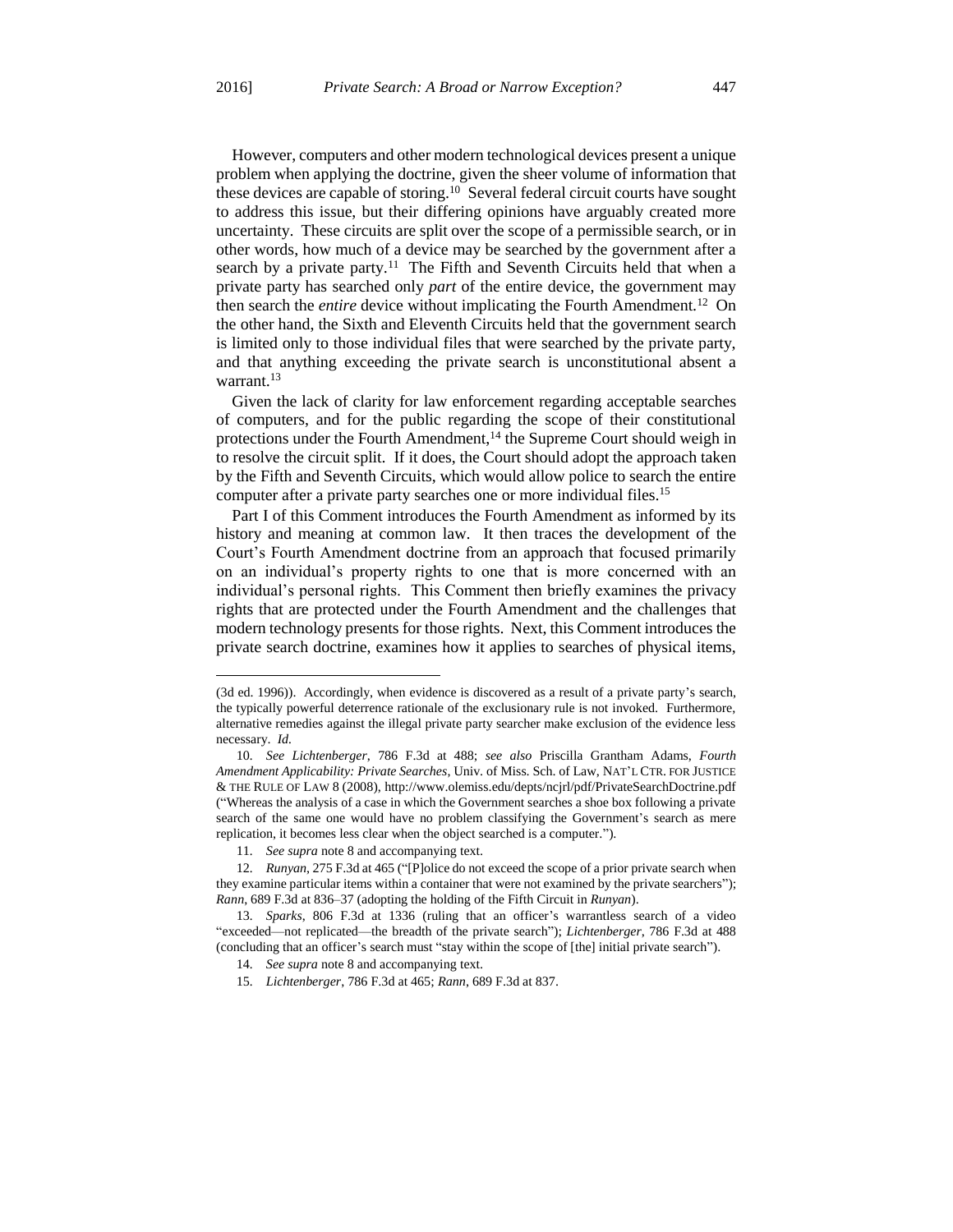However, computers and other modern technological devices present a unique problem when applying the doctrine, given the sheer volume of information that these devices are capable of storing.[10] Several federal circuit courts have sought to address this issue, but their differing opinions have arguably created more uncertainty. These circuits are split over the scope of a permissible search, or in other words, how much of a device may be searched by the government after a search by a private party.[11] The Fifth and Seventh Circuits held that when a private party has searched only *part* of the entire device, the government may then search the *entire* device without implicating the Fourth Amendment.[12] On the other hand, the Sixth and Eleventh Circuits held that the government search is limited only to those individual files that were searched by the private party, and that anything exceeding the private search is unconstitutional absent a warrant.[13]

Given the lack of clarity for law enforcement regarding acceptable searches of computers, and for the public regarding the scope of their constitutional protections under the Fourth Amendment,[14] the Supreme Court should weigh in to resolve the circuit split. If it does, the Court should adopt the approach taken by the Fifth and Seventh Circuits, which would allow police to search the entire computer after a private party searches one or more individual files.[15]

Part I of this Comment introduces the Fourth Amendment as informed by its history and meaning at common law. It then traces the development of the Court's Fourth Amendment doctrine from an approach that focused primarily on an individual's property rights to one that is more concerned with an individual's personal rights. This Comment then briefly examines the privacy rights that are protected under the Fourth Amendment and the challenges that modern technology presents for those rights. Next, this Comment introduces the private search doctrine, examines how it applies to searches of physical items,

---

(3d ed. 1996)). Accordingly, when evidence is discovered as a result of a private party's search, the typically powerful deterrence rationale of the exclusionary rule is not invoked. Furthermore, alternative remedies against the illegal private party searcher make exclusion of the evidence less necessary. *Id.*

10. *See Lichtenberger*, 786 F.3d at 488; *see also* Priscilla Grantham Adams, *Fourth Amendment Applicability: Private Searches*, Univ. of Miss. Sch. of Law, NAT'L CTR. FOR JUSTICE & THE RULE OF LAW 8 (2008), http://www.olemiss.edu/depts/ncjrl/pdf/PrivateSearchDoctrine.pdf ("Whereas the analysis of a case in which the Government searches a shoe box following a private search of the same one would have no problem classifying the Government's search as mere replication, it becomes less clear when the object searched is a computer.").

11. *See supra* note 8 and accompanying text.

12. *Runyan*, 275 F.3d at 465 ("[P]olice do not exceed the scope of a prior private search when they examine particular items within a container that were not examined by the private searchers"); *Rann*, 689 F.3d at 836–37 (adopting the holding of the Fifth Circuit in *Runyan*).

13. *Sparks*, 806 F.3d at 1336 (ruling that an officer's warrantless search of a video "exceeded—not replicated—the breadth of the private search"); *Lichtenberger*, 786 F.3d at 488 (concluding that an officer's search must "stay within the scope of [the] initial private search").

14. *See supra* note 8 and accompanying text.

15. *Lichtenberger*, 786 F.3d at 465; *Rann*, 689 F.3d at 837.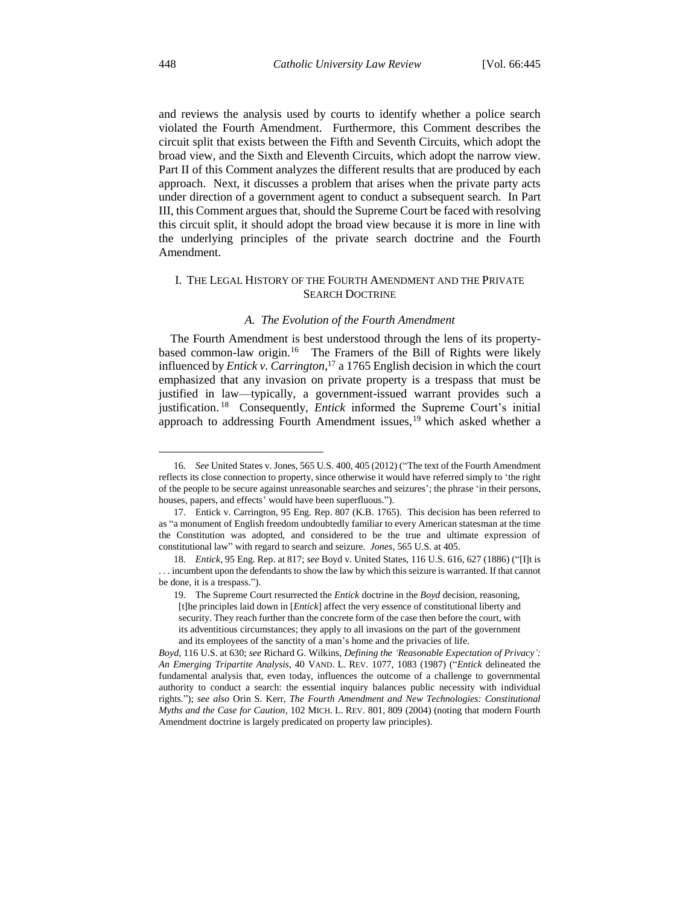and reviews the analysis used by courts to identify whether a police search violated the Fourth Amendment. Furthermore, this Comment describes the circuit split that exists between the Fifth and Seventh Circuits, which adopt the broad view, and the Sixth and Eleventh Circuits, which adopt the narrow view. Part II of this Comment analyzes the different results that are produced by each approach. Next, it discusses a problem that arises when the private party acts under direction of a government agent to conduct a subsequent search. In Part III, this Comment argues that, should the Supreme Court be faced with resolving this circuit split, it should adopt the broad view because it is more in line with the underlying principles of the private search doctrine and the Fourth Amendment.

## I. THE LEGAL HISTORY OF THE FOURTH AMENDMENT AND THE PRIVATE SEARCH DOCTRINE

### *A. The Evolution of the Fourth Amendment*

The Fourth Amendment is best understood through the lens of its property-based common-law origin.[16] The Framers of the Bill of Rights were likely influenced by *Entick v. Carrington*,[17] a 1765 English decision in which the court emphasized that any invasion on private property is a trespass that must be justified in law—typically, a government-issued warrant provides such a justification.[18] Consequently, *Entick* informed the Supreme Court's initial approach to addressing Fourth Amendment issues,[19] which asked whether a

---

16. *See* United States v. Jones, 565 U.S. 400, 405 (2012) ("The text of the Fourth Amendment reflects its close connection to property, since otherwise it would have referred simply to 'the right of the people to be secure against unreasonable searches and seizures'; the phrase 'in their persons, houses, papers, and effects' would have been superfluous.").

17. Entick v. Carrington, 95 Eng. Rep. 807 (K.B. 1765). This decision has been referred to as "a monument of English freedom undoubtedly familiar to every American statesman at the time the Constitution was adopted, and considered to be the true and ultimate expression of constitutional law" with regard to search and seizure. *Jones*, 565 U.S. at 405.

18. *Entick*, 95 Eng. Rep. at 817; *see* Boyd v. United States, 116 U.S. 616, 627 (1886) ("[I]t is . . . incumbent upon the defendants to show the law by which this seizure is warranted. If that cannot be done, it is a trespass.").

19. The Supreme Court resurrected the *Entick* doctrine in the *Boyd* decision, reasoning,

> [t]he principles laid down in [*Entick*] affect the very essence of constitutional liberty and security. They reach further than the concrete form of the case then before the court, with its adventitious circumstances; they apply to all invasions on the part of the government and its employees of the sanctity of a man's home and the privacies of life.

*Boyd*, 116 U.S. at 630; *see* Richard G. Wilkins, *Defining the 'Reasonable Expectation of Privacy': An Emerging Tripartite Analysis*, 40 VAND. L. REV. 1077, 1083 (1987) ("*Entick* delineated the fundamental analysis that, even today, influences the outcome of a challenge to governmental authority to conduct a search: the essential inquiry balances public necessity with individual rights."); *see also* Orin S. Kerr, *The Fourth Amendment and New Technologies: Constitutional Myths and the Case for Caution*, 102 MICH. L. REV. 801, 809 (2004) (noting that modern Fourth Amendment doctrine is largely predicated on property law principles).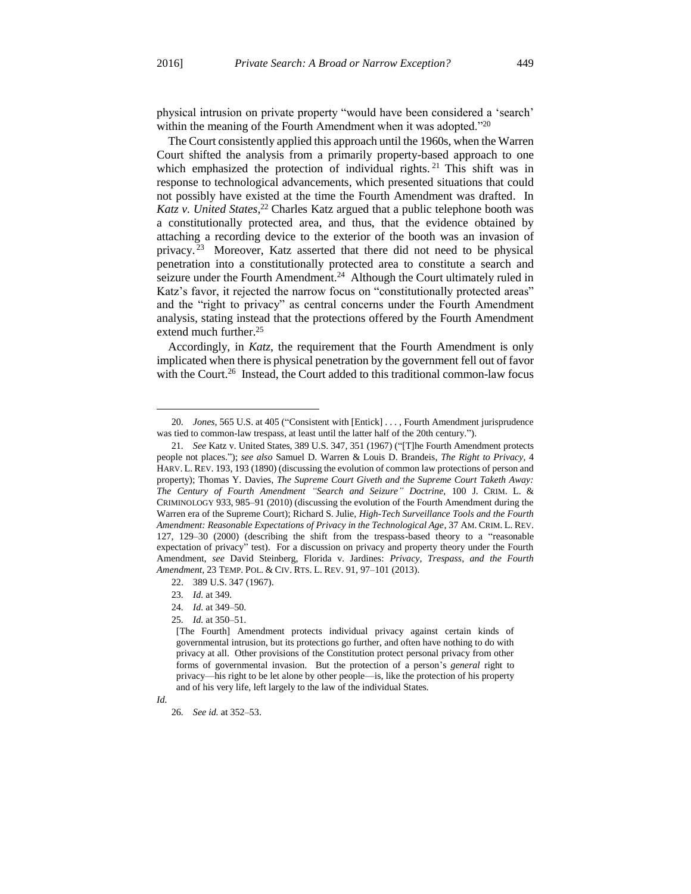physical intrusion on private property "would have been considered a 'search' within the meaning of the Fourth Amendment when it was adopted."[20]

The Court consistently applied this approach until the 1960s, when the Warren Court shifted the analysis from a primarily property-based approach to one which emphasized the protection of individual rights.[21] This shift was in response to technological advancements, which presented situations that could not possibly have existed at the time the Fourth Amendment was drafted. In *Katz v. United States*,[22] Charles Katz argued that a public telephone booth was a constitutionally protected area, and thus, that the evidence obtained by attaching a recording device to the exterior of the booth was an invasion of privacy.[23] Moreover, Katz asserted that there did not need to be physical penetration into a constitutionally protected area to constitute a search and seizure under the Fourth Amendment.[24] Although the Court ultimately ruled in Katz's favor, it rejected the narrow focus on "constitutionally protected areas" and the "right to privacy" as central concerns under the Fourth Amendment analysis, stating instead that the protections offered by the Fourth Amendment extend much further.[25]

Accordingly, in *Katz*, the requirement that the Fourth Amendment is only implicated when there is physical penetration by the government fell out of favor with the Court.[26] Instead, the Court added to this traditional common-law focus

---

20. *Jones*, 565 U.S. at 405 ("Consistent with [Entick] . . . , Fourth Amendment jurisprudence was tied to common-law trespass, at least until the latter half of the 20th century.").

21. *See* Katz v. United States, 389 U.S. 347, 351 (1967) ("[T]he Fourth Amendment protects people not places."); *see also* Samuel D. Warren & Louis D. Brandeis, *The Right to Privacy*, 4 HARV. L. REV. 193, 193 (1890) (discussing the evolution of common law protections of person and property); Thomas Y. Davies, *The Supreme Court Giveth and the Supreme Court Taketh Away: The Century of Fourth Amendment "Search and Seizure" Doctrine*, 100 J. CRIM. L. & CRIMINOLOGY 933, 985–91 (2010) (discussing the evolution of the Fourth Amendment during the Warren era of the Supreme Court); Richard S. Julie, *High-Tech Surveillance Tools and the Fourth Amendment: Reasonable Expectations of Privacy in the Technological Age*, 37 AM. CRIM. L. REV. 127, 129–30 (2000) (describing the shift from the trespass-based theory to a "reasonable expectation of privacy" test). For a discussion on privacy and property theory under the Fourth Amendment, *see* David Steinberg, Florida v. Jardines: *Privacy, Trespass, and the Fourth Amendment*, 23 TEMP. POL. & CIV. RTS. L. REV. 91, 97–101 (2013).

22. 389 U.S. 347 (1967).

23. *Id.* at 349.

24. *Id.* at 349–50.

25. *Id.* at 350–51.

> [The Fourth] Amendment protects individual privacy against certain kinds of governmental intrusion, but its protections go further, and often have nothing to do with privacy at all. Other provisions of the Constitution protect personal privacy from other forms of governmental invasion. But the protection of a person's *general* right to privacy—his right to be let alone by other people—is, like the protection of his property and of his very life, left largely to the law of the individual States.

*Id.*

26. *See id.* at 352–53.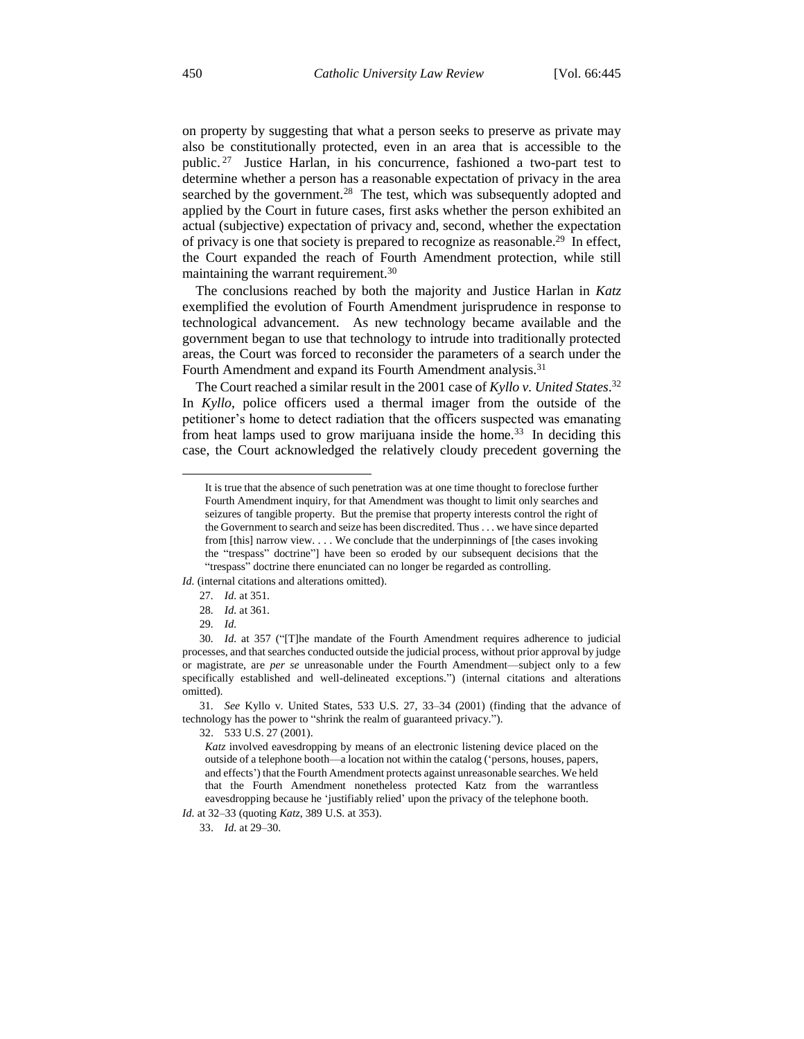on property by suggesting that what a person seeks to preserve as private may also be constitutionally protected, even in an area that is accessible to the public.[27] Justice Harlan, in his concurrence, fashioned a two-part test to determine whether a person has a reasonable expectation of privacy in the area searched by the government.[28] The test, which was subsequently adopted and applied by the Court in future cases, first asks whether the person exhibited an actual (subjective) expectation of privacy and, second, whether the expectation of privacy is one that society is prepared to recognize as reasonable.[29] In effect, the Court expanded the reach of Fourth Amendment protection, while still maintaining the warrant requirement.[30]

The conclusions reached by both the majority and Justice Harlan in *Katz* exemplified the evolution of Fourth Amendment jurisprudence in response to technological advancement. As new technology became available and the government began to use that technology to intrude into traditionally protected areas, the Court was forced to reconsider the parameters of a search under the Fourth Amendment and expand its Fourth Amendment analysis.[31]

The Court reached a similar result in the 2001 case of *Kyllo v. United States*.[32] In *Kyllo*, police officers used a thermal imager from the outside of the petitioner's home to detect radiation that the officers suspected was emanating from heat lamps used to grow marijuana inside the home.[33] In deciding this case, the Court acknowledged the relatively cloudy precedent governing the

---

> It is true that the absence of such penetration was at one time thought to foreclose further Fourth Amendment inquiry, for that Amendment was thought to limit only searches and seizures of tangible property. But the premise that property interests control the right of the Government to search and seize has been discredited. Thus . . . we have since departed from [this] narrow view. . . . We conclude that the underpinnings of [the cases invoking the "trespass" doctrine"] have been so eroded by our subsequent decisions that the "trespass" doctrine there enunciated can no longer be regarded as controlling.

*Id.* (internal citations and alterations omitted).

27. *Id.* at 351.

28. *Id.* at 361.

29. *Id.*

30. *Id.* at 357 ("[T]he mandate of the Fourth Amendment requires adherence to judicial processes, and that searches conducted outside the judicial process, without prior approval by judge or magistrate, are *per se* unreasonable under the Fourth Amendment—subject only to a few specifically established and well-delineated exceptions.") (internal citations and alterations omitted).

31. *See* Kyllo v. United States, 533 U.S. 27, 33–34 (2001) (finding that the advance of technology has the power to "shrink the realm of guaranteed privacy.").

32. 533 U.S. 27 (2001).

> *Katz* involved eavesdropping by means of an electronic listening device placed on the outside of a telephone booth—a location not within the catalog ('persons, houses, papers, and effects') that the Fourth Amendment protects against unreasonable searches. We held that the Fourth Amendment nonetheless protected Katz from the warrantless eavesdropping because he 'justifiably relied' upon the privacy of the telephone booth.

*Id.* at 32–33 (quoting *Katz*, 389 U.S. at 353).

33. *Id.* at 29–30.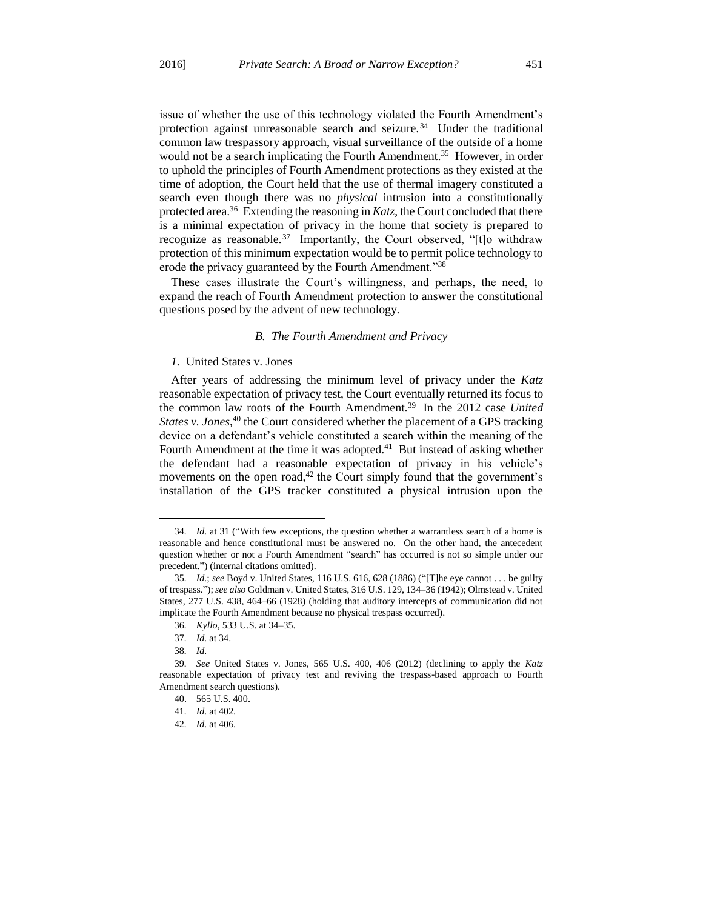issue of whether the use of this technology violated the Fourth Amendment's protection against unreasonable search and seizure.[34] Under the traditional common law trespassory approach, visual surveillance of the outside of a home would not be a search implicating the Fourth Amendment.[35] However, in order to uphold the principles of Fourth Amendment protections as they existed at the time of adoption, the Court held that the use of thermal imagery constituted a search even though there was no *physical* intrusion into a constitutionally protected area.[36] Extending the reasoning in *Katz*, the Court concluded that there is a minimal expectation of privacy in the home that society is prepared to recognize as reasonable.[37] Importantly, the Court observed, "[t]o withdraw protection of this minimum expectation would be to permit police technology to erode the privacy guaranteed by the Fourth Amendment."[38]

These cases illustrate the Court's willingness, and perhaps, the need, to expand the reach of Fourth Amendment protection to answer the constitutional questions posed by the advent of new technology.

### *B. The Fourth Amendment and Privacy*

#### *1.* United States v. Jones

After years of addressing the minimum level of privacy under the *Katz* reasonable expectation of privacy test, the Court eventually returned its focus to the common law roots of the Fourth Amendment.[39] In the 2012 case *United States v. Jones*,[40] the Court considered whether the placement of a GPS tracking device on a defendant's vehicle constituted a search within the meaning of the Fourth Amendment at the time it was adopted.[41] But instead of asking whether the defendant had a reasonable expectation of privacy in his vehicle's movements on the open road,[42] the Court simply found that the government's installation of the GPS tracker constituted a physical intrusion upon the

---

34. *Id.* at 31 ("With few exceptions, the question whether a warrantless search of a home is reasonable and hence constitutional must be answered no. On the other hand, the antecedent question whether or not a Fourth Amendment "search" has occurred is not so simple under our precedent.") (internal citations omitted).

35. *Id.*; *see* Boyd v. United States, 116 U.S. 616, 628 (1886) ("[T]he eye cannot . . . be guilty of trespass."); *see also* Goldman v. United States, 316 U.S. 129, 134–36 (1942); Olmstead v. United States, 277 U.S. 438, 464–66 (1928) (holding that auditory intercepts of communication did not implicate the Fourth Amendment because no physical trespass occurred).

36. *Kyllo*, 533 U.S. at 34–35.

37. *Id.* at 34.

38. *Id.*

39. *See* United States v. Jones, 565 U.S. 400, 406 (2012) (declining to apply the *Katz* reasonable expectation of privacy test and reviving the trespass-based approach to Fourth Amendment search questions).

40. 565 U.S. 400.

41. *Id.* at 402.

42. *Id.* at 406.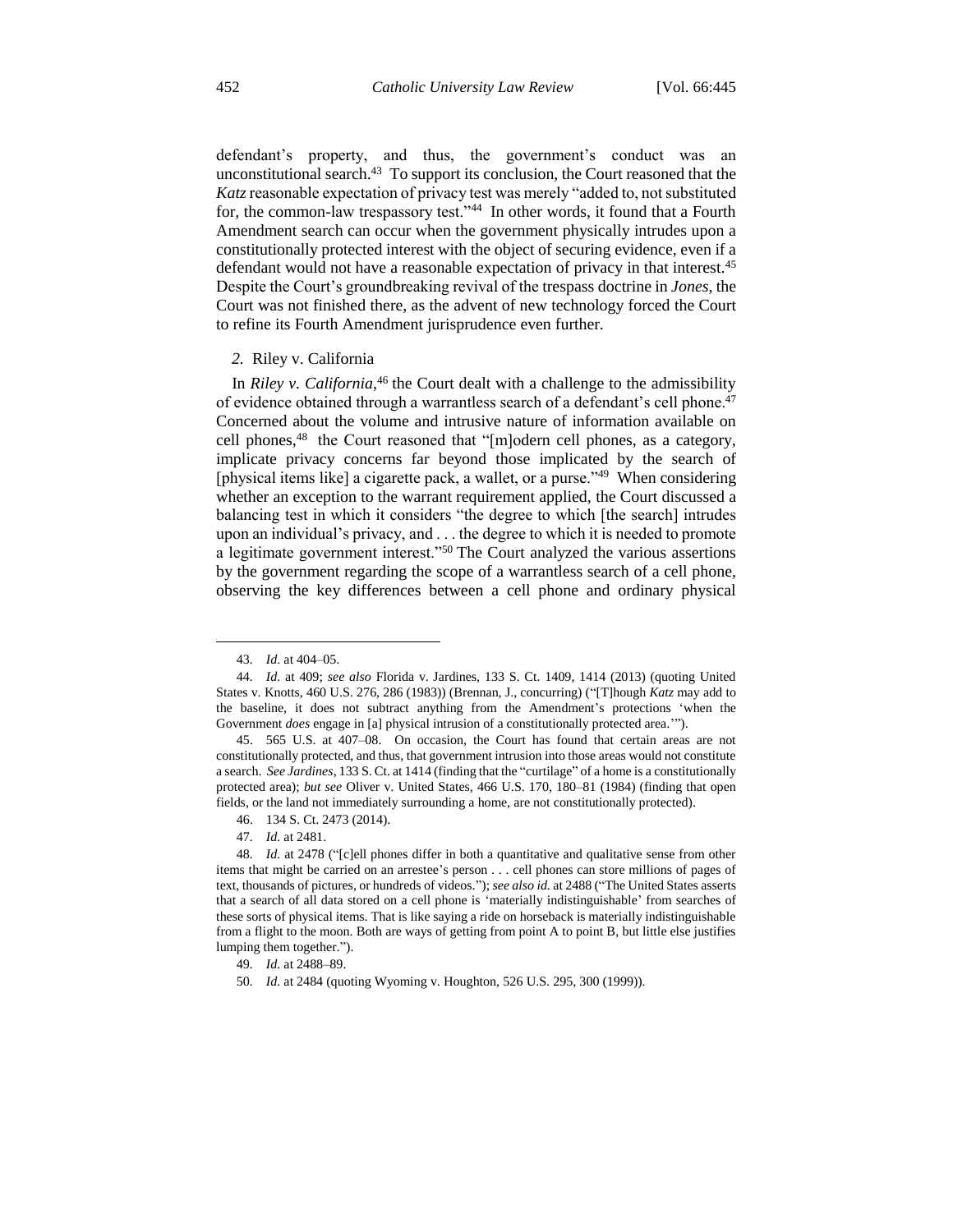defendant's property, and thus, the government's conduct was an unconstitutional search.[43] To support its conclusion, the Court reasoned that the *Katz* reasonable expectation of privacy test was merely "added to, not substituted for, the common-law trespassory test."[44] In other words, it found that a Fourth Amendment search can occur when the government physically intrudes upon a constitutionally protected interest with the object of securing evidence, even if a defendant would not have a reasonable expectation of privacy in that interest.[45] Despite the Court's groundbreaking revival of the trespass doctrine in *Jones*, the Court was not finished there, as the advent of new technology forced the Court to refine its Fourth Amendment jurisprudence even further.

### *2.* Riley v. California

In *Riley v. California*,[46] the Court dealt with a challenge to the admissibility of evidence obtained through a warrantless search of a defendant's cell phone.[47] Concerned about the volume and intrusive nature of information available on cell phones,[48] the Court reasoned that "[m]odern cell phones, as a category, implicate privacy concerns far beyond those implicated by the search of [physical items like] a cigarette pack, a wallet, or a purse."[49] When considering whether an exception to the warrant requirement applied, the Court discussed a balancing test in which it considers "the degree to which [the search] intrudes upon an individual's privacy, and . . . the degree to which it is needed to promote a legitimate government interest."[50] The Court analyzed the various assertions by the government regarding the scope of a warrantless search of a cell phone, observing the key differences between a cell phone and ordinary physical

---

43. *Id.* at 404–05.

44. *Id.* at 409; *see also* Florida v. Jardines, 133 S. Ct. 1409, 1414 (2013) (quoting United States v. Knotts, 460 U.S. 276, 286 (1983)) (Brennan, J., concurring) ("[T]hough *Katz* may add to the baseline, it does not subtract anything from the Amendment's protections 'when the Government *does* engage in [a] physical intrusion of a constitutionally protected area.'").

45. 565 U.S. at 407–08. On occasion, the Court has found that certain areas are not constitutionally protected, and thus, that government intrusion into those areas would not constitute a search. *See Jardines*, 133 S. Ct. at 1414 (finding that the "curtilage" of a home is a constitutionally protected area); *but see* Oliver v. United States, 466 U.S. 170, 180–81 (1984) (finding that open fields, or the land not immediately surrounding a home, are not constitutionally protected).

46. 134 S. Ct. 2473 (2014).

47. *Id.* at 2481.

48. *Id.* at 2478 ("[c]ell phones differ in both a quantitative and qualitative sense from other items that might be carried on an arrestee's person . . . cell phones can store millions of pages of text, thousands of pictures, or hundreds of videos."); *see also id.* at 2488 ("The United States asserts that a search of all data stored on a cell phone is 'materially indistinguishable' from searches of these sorts of physical items. That is like saying a ride on horseback is materially indistinguishable from a flight to the moon. Both are ways of getting from point A to point B, but little else justifies lumping them together.").

49. *Id.* at 2488–89.

50. *Id.* at 2484 (quoting Wyoming v. Houghton, 526 U.S. 295, 300 (1999)).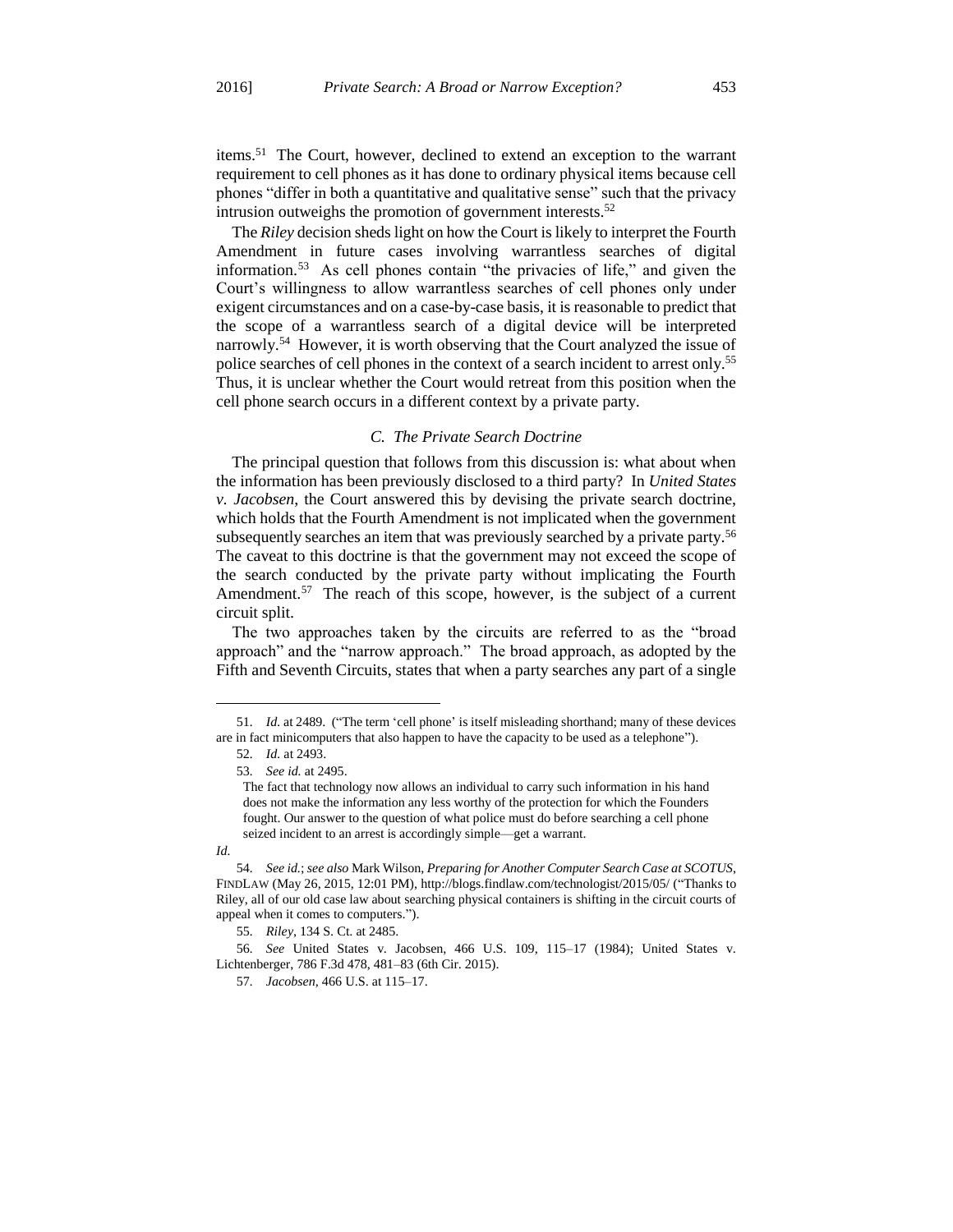items.[51] The Court, however, declined to extend an exception to the warrant requirement to cell phones as it has done to ordinary physical items because cell phones "differ in both a quantitative and qualitative sense" such that the privacy intrusion outweighs the promotion of government interests.[52]

The *Riley* decision sheds light on how the Court is likely to interpret the Fourth Amendment in future cases involving warrantless searches of digital information.[53] As cell phones contain "the privacies of life," and given the Court's willingness to allow warrantless searches of cell phones only under exigent circumstances and on a case-by-case basis, it is reasonable to predict that the scope of a warrantless search of a digital device will be interpreted narrowly.[54] However, it is worth observing that the Court analyzed the issue of police searches of cell phones in the context of a search incident to arrest only.[55] Thus, it is unclear whether the Court would retreat from this position when the cell phone search occurs in a different context by a private party.

### *C. The Private Search Doctrine*

The principal question that follows from this discussion is: what about when the information has been previously disclosed to a third party? In *United States v. Jacobsen*, the Court answered this by devising the private search doctrine, which holds that the Fourth Amendment is not implicated when the government subsequently searches an item that was previously searched by a private party.[56] The caveat to this doctrine is that the government may not exceed the scope of the search conducted by the private party without implicating the Fourth Amendment.[57] The reach of this scope, however, is the subject of a current circuit split.

The two approaches taken by the circuits are referred to as the "broad approach" and the "narrow approach." The broad approach, as adopted by the Fifth and Seventh Circuits, states that when a party searches any part of a single

---

51. *Id.* at 2489. ("The term 'cell phone' is itself misleading shorthand; many of these devices are in fact minicomputers that also happen to have the capacity to be used as a telephone").

52. *Id.* at 2493.

53. *See id.* at 2495.

> The fact that technology now allows an individual to carry such information in his hand does not make the information any less worthy of the protection for which the Founders fought. Our answer to the question of what police must do before searching a cell phone seized incident to an arrest is accordingly simple—get a warrant.

*Id.*

54. *See id.*; *see also* Mark Wilson, *Preparing for Another Computer Search Case at SCOTUS*, FINDLAW (May 26, 2015, 12:01 PM), http://blogs.findlaw.com/technologist/2015/05/ ("Thanks to Riley, all of our old case law about searching physical containers is shifting in the circuit courts of appeal when it comes to computers.").

55. *Riley*, 134 S. Ct. at 2485.

56. *See* United States v. Jacobsen, 466 U.S. 109, 115–17 (1984); United States v. Lichtenberger, 786 F.3d 478, 481–83 (6th Cir. 2015).

57. *Jacobsen*, 466 U.S. at 115–17.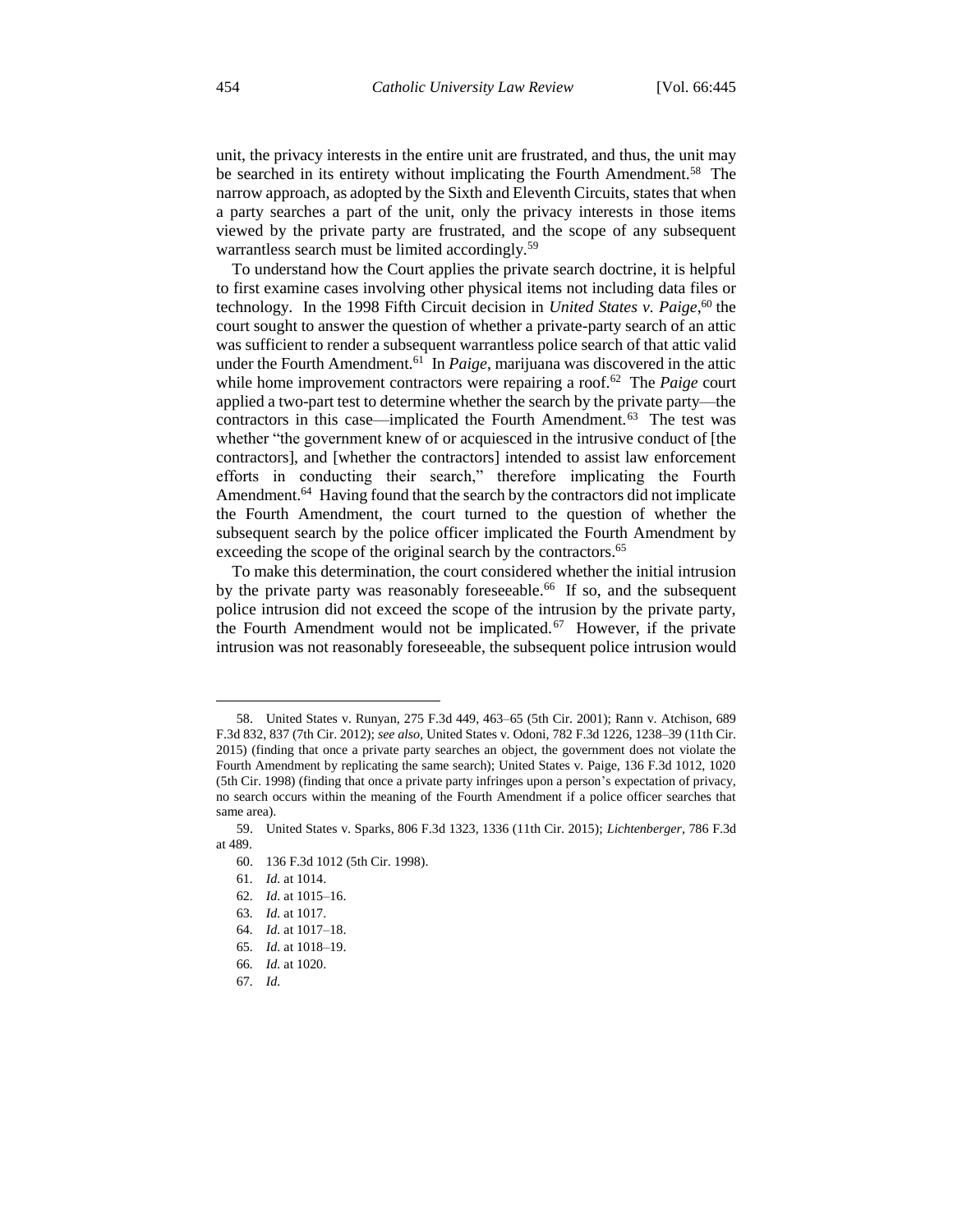unit, the privacy interests in the entire unit are frustrated, and thus, the unit may be searched in its entirety without implicating the Fourth Amendment.[58] The narrow approach, as adopted by the Sixth and Eleventh Circuits, states that when a party searches a part of the unit, only the privacy interests in those items viewed by the private party are frustrated, and the scope of any subsequent warrantless search must be limited accordingly.[59]

To understand how the Court applies the private search doctrine, it is helpful to first examine cases involving other physical items not including data files or technology. In the 1998 Fifth Circuit decision in *United States v. Paige*,[60] the court sought to answer the question of whether a private-party search of an attic was sufficient to render a subsequent warrantless police search of that attic valid under the Fourth Amendment.[61] In *Paige*, marijuana was discovered in the attic while home improvement contractors were repairing a roof.[62] The *Paige* court applied a two-part test to determine whether the search by the private party—the contractors in this case—implicated the Fourth Amendment.[63] The test was whether "the government knew of or acquiesced in the intrusive conduct of [the contractors], and [whether the contractors] intended to assist law enforcement efforts in conducting their search," therefore implicating the Fourth Amendment.[64] Having found that the search by the contractors did not implicate the Fourth Amendment, the court turned to the question of whether the subsequent search by the police officer implicated the Fourth Amendment by exceeding the scope of the original search by the contractors.[65]

To make this determination, the court considered whether the initial intrusion by the private party was reasonably foreseeable.[66] If so, and the subsequent police intrusion did not exceed the scope of the intrusion by the private party, the Fourth Amendment would not be implicated.[67] However, if the private intrusion was not reasonably foreseeable, the subsequent police intrusion would

---

58. United States v. Runyan, 275 F.3d 449, 463–65 (5th Cir. 2001); Rann v. Atchison, 689 F.3d 832, 837 (7th Cir. 2012); *see also*, United States v. Odoni, 782 F.3d 1226, 1238–39 (11th Cir. 2015) (finding that once a private party searches an object, the government does not violate the Fourth Amendment by replicating the same search); United States v. Paige, 136 F.3d 1012, 1020 (5th Cir. 1998) (finding that once a private party infringes upon a person's expectation of privacy, no search occurs within the meaning of the Fourth Amendment if a police officer searches that same area).

59. United States v. Sparks, 806 F.3d 1323, 1336 (11th Cir. 2015); *Lichtenberger*, 786 F.3d at 489.

60. 136 F.3d 1012 (5th Cir. 1998).

61. *Id.* at 1014.

62. *Id.* at 1015–16.

63. *Id.* at 1017.

64. *Id.* at 1017–18.

65. *Id.* at 1018–19.

66. *Id.* at 1020.

67. *Id.*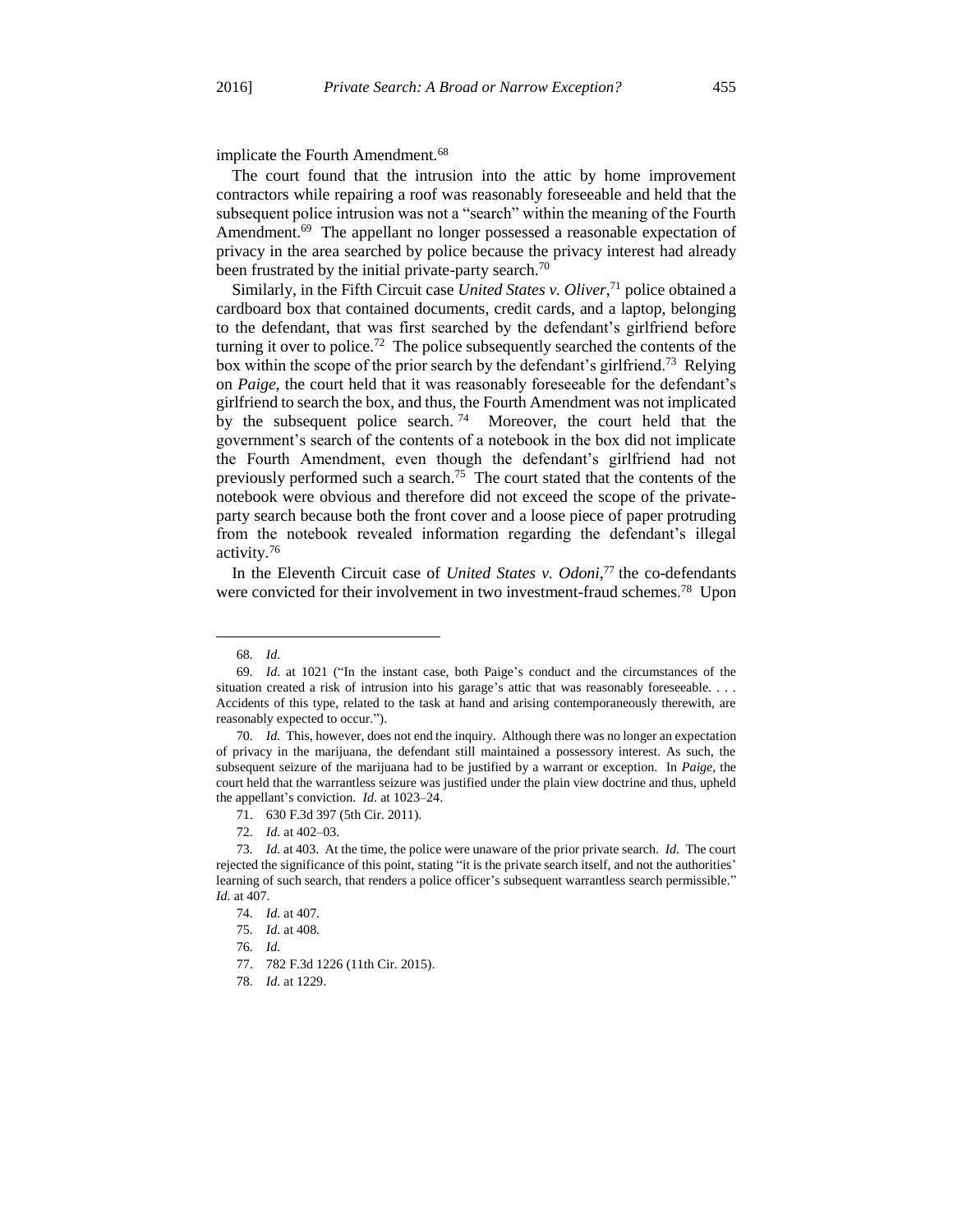implicate the Fourth Amendment.[68]

The court found that the intrusion into the attic by home improvement contractors while repairing a roof was reasonably foreseeable and held that the subsequent police intrusion was not a "search" within the meaning of the Fourth Amendment.[69] The appellant no longer possessed a reasonable expectation of privacy in the area searched by police because the privacy interest had already been frustrated by the initial private-party search.[70]

Similarly, in the Fifth Circuit case *United States v. Oliver*,[71] police obtained a cardboard box that contained documents, credit cards, and a laptop, belonging to the defendant, that was first searched by the defendant's girlfriend before turning it over to police.[72] The police subsequently searched the contents of the box within the scope of the prior search by the defendant's girlfriend.[73] Relying on *Paige*, the court held that it was reasonably foreseeable for the defendant's girlfriend to search the box, and thus, the Fourth Amendment was not implicated by the subsequent police search.[74] Moreover, the court held that the government's search of the contents of a notebook in the box did not implicate the Fourth Amendment, even though the defendant's girlfriend had not previously performed such a search.[75] The court stated that the contents of the notebook were obvious and therefore did not exceed the scope of the private-party search because both the front cover and a loose piece of paper protruding from the notebook revealed information regarding the defendant's illegal activity.[76]

In the Eleventh Circuit case of *United States v. Odoni*,[77] the co-defendants were convicted for their involvement in two investment-fraud schemes.[78] Upon

---

68. *Id.*

69. *Id.* at 1021 ("In the instant case, both Paige's conduct and the circumstances of the situation created a risk of intrusion into his garage's attic that was reasonably foreseeable. . . . Accidents of this type, related to the task at hand and arising contemporaneously therewith, are reasonably expected to occur.").

70. *Id.* This, however, does not end the inquiry. Although there was no longer an expectation of privacy in the marijuana, the defendant still maintained a possessory interest. As such, the subsequent seizure of the marijuana had to be justified by a warrant or exception. In *Paige*, the court held that the warrantless seizure was justified under the plain view doctrine and thus, upheld the appellant's conviction. *Id.* at 1023–24.

71. 630 F.3d 397 (5th Cir. 2011).

72. *Id.* at 402–03.

73. *Id.* at 403. At the time, the police were unaware of the prior private search. *Id.* The court rejected the significance of this point, stating "it is the private search itself, and not the authorities' learning of such search, that renders a police officer's subsequent warrantless search permissible." *Id.* at 407.

74. *Id.* at 407.

75. *Id.* at 408.

76. *Id.*

77. 782 F.3d 1226 (11th Cir. 2015).

78. *Id.* at 1229.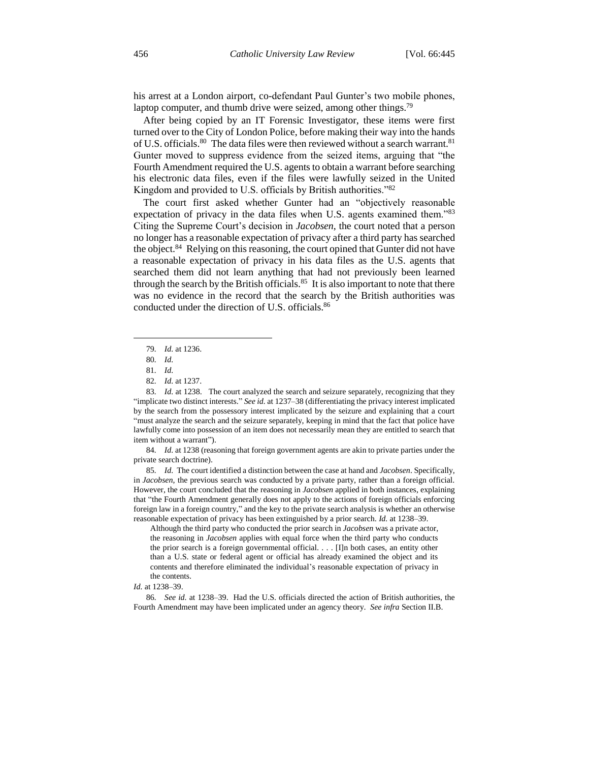his arrest at a London airport, co-defendant Paul Gunter's two mobile phones, laptop computer, and thumb drive were seized, among other things.[79]

After being copied by an IT Forensic Investigator, these items were first turned over to the City of London Police, before making their way into the hands of U.S. officials.[80] The data files were then reviewed without a search warrant.[81] Gunter moved to suppress evidence from the seized items, arguing that "the Fourth Amendment required the U.S. agents to obtain a warrant before searching his electronic data files, even if the files were lawfully seized in the United Kingdom and provided to U.S. officials by British authorities."[82]

The court first asked whether Gunter had an "objectively reasonable expectation of privacy in the data files when U.S. agents examined them."[83] Citing the Supreme Court's decision in *Jacobsen*, the court noted that a person no longer has a reasonable expectation of privacy after a third party has searched the object.[84] Relying on this reasoning, the court opined that Gunter did not have a reasonable expectation of privacy in his data files as the U.S. agents that searched them did not learn anything that had not previously been learned through the search by the British officials.[85] It is also important to note that there was no evidence in the record that the search by the British authorities was conducted under the direction of U.S. officials.[86]

---

79. *Id.* at 1236.

80. *Id.*

81. *Id.*

82. *Id.* at 1237.

83. *Id.* at 1238. The court analyzed the search and seizure separately, recognizing that they "implicate two distinct interests." *See id.* at 1237–38 (differentiating the privacy interest implicated by the search from the possessory interest implicated by the seizure and explaining that a court "must analyze the search and the seizure separately, keeping in mind that the fact that police have lawfully come into possession of an item does not necessarily mean they are entitled to search that item without a warrant").

84. *Id.* at 1238 (reasoning that foreign government agents are akin to private parties under the private search doctrine).

85. *Id.* The court identified a distinction between the case at hand and *Jacobsen*. Specifically, in *Jacobsen*, the previous search was conducted by a private party, rather than a foreign official. However, the court concluded that the reasoning in *Jacobsen* applied in both instances, explaining that "the Fourth Amendment generally does not apply to the actions of foreign officials enforcing foreign law in a foreign country," and the key to the private search analysis is whether an otherwise reasonable expectation of privacy has been extinguished by a prior search. *Id.* at 1238–39.

> Although the third party who conducted the prior search in *Jacobsen* was a private actor, the reasoning in *Jacobsen* applies with equal force when the third party who conducts the prior search is a foreign governmental official. . . . [I]n both cases, an entity other than a U.S. state or federal agent or official has already examined the object and its contents and therefore eliminated the individual's reasonable expectation of privacy in the contents.

*Id.* at 1238–39.

86. *See id.* at 1238–39. Had the U.S. officials directed the action of British authorities, the Fourth Amendment may have been implicated under an agency theory. *See infra* Section II.B.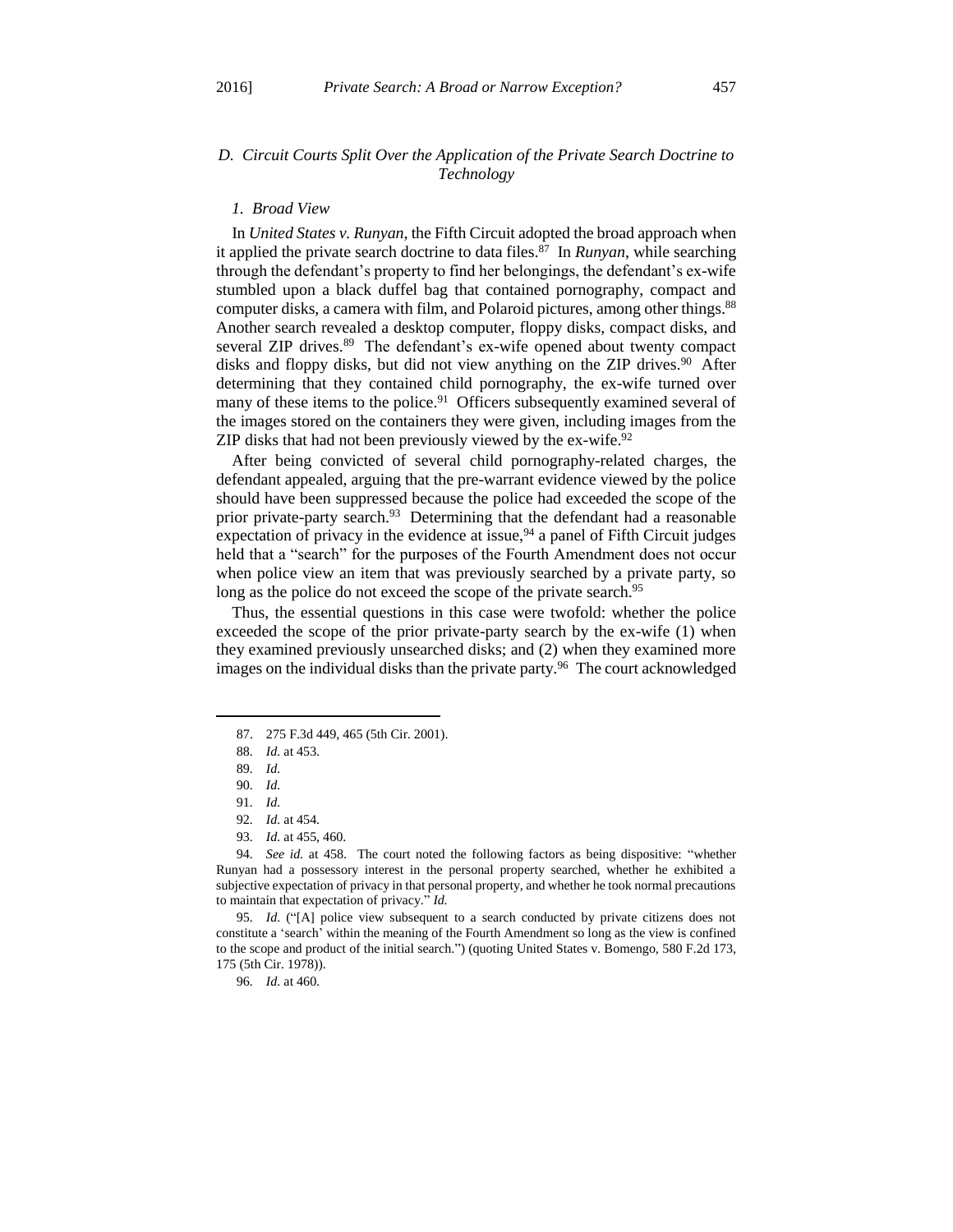### D. *Circuit Courts Split Over the Application of the Private Search Doctrine to Technology*

#### 1. *Broad View*

In *United States v. Runyan*, the Fifth Circuit adopted the broad approach when it applied the private search doctrine to data files.[87] In *Runyan*, while searching through the defendant's property to find her belongings, the defendant's ex-wife stumbled upon a black duffel bag that contained pornography, compact and computer disks, a camera with film, and Polaroid pictures, among other things.[88] Another search revealed a desktop computer, floppy disks, compact disks, and several ZIP drives.[89] The defendant's ex-wife opened about twenty compact disks and floppy disks, but did not view anything on the ZIP drives.[90] After determining that they contained child pornography, the ex-wife turned over many of these items to the police.[91] Officers subsequently examined several of the images stored on the containers they were given, including images from the ZIP disks that had not been previously viewed by the ex-wife.[92]

After being convicted of several child pornography-related charges, the defendant appealed, arguing that the pre-warrant evidence viewed by the police should have been suppressed because the police had exceeded the scope of the prior private-party search.[93] Determining that the defendant had a reasonable expectation of privacy in the evidence at issue,[94] a panel of Fifth Circuit judges held that a "search" for the purposes of the Fourth Amendment does not occur when police view an item that was previously searched by a private party, so long as the police do not exceed the scope of the private search.[95]

Thus, the essential questions in this case were twofold: whether the police exceeded the scope of the prior private-party search by the ex-wife (1) when they examined previously unsearched disks; and (2) when they examined more images on the individual disks than the private party.[96] The court acknowledged

---

87. 275 F.3d 449, 465 (5th Cir. 2001).

88. *Id.* at 453.

89. *Id.*

90. *Id.*

91. *Id.*

92. *Id.* at 454.

93. *Id.* at 455, 460.

94. *See id.* at 458. The court noted the following factors as being dispositive: "whether Runyan had a possessory interest in the personal property searched, whether he exhibited a subjective expectation of privacy in that personal property, and whether he took normal precautions to maintain that expectation of privacy." *Id.*

95. *Id.* ("[A] police view subsequent to a search conducted by private citizens does not constitute a 'search' within the meaning of the Fourth Amendment so long as the view is confined to the scope and product of the initial search.") (quoting United States v. Bomengo, 580 F.2d 173, 175 (5th Cir. 1978)).

96. *Id.* at 460.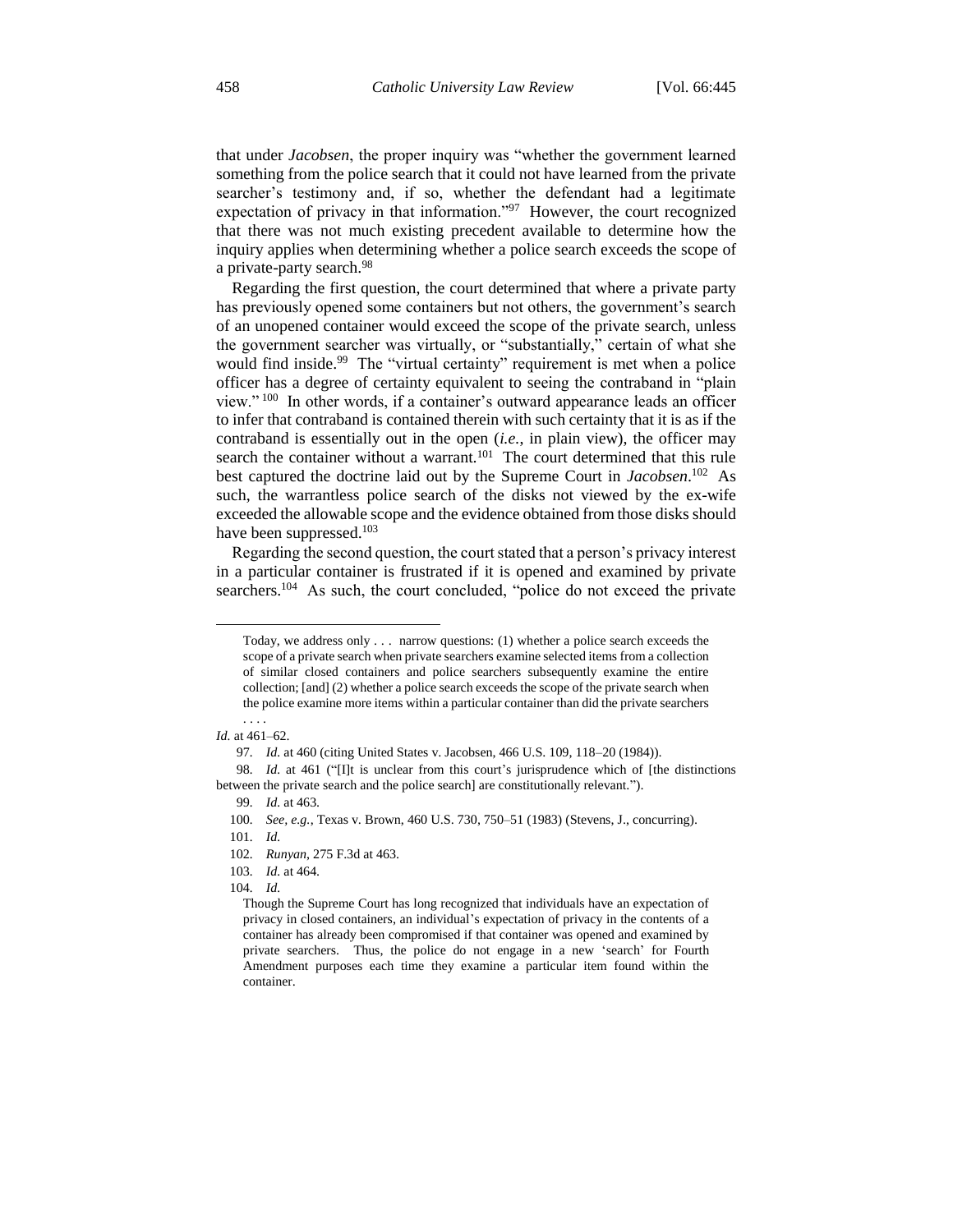that under *Jacobsen*, the proper inquiry was "whether the government learned something from the police search that it could not have learned from the private searcher's testimony and, if so, whether the defendant had a legitimate expectation of privacy in that information."[97] However, the court recognized that there was not much existing precedent available to determine how the inquiry applies when determining whether a police search exceeds the scope of a private-party search.[98]

Regarding the first question, the court determined that where a private party has previously opened some containers but not others, the government's search of an unopened container would exceed the scope of the private search, unless the government searcher was virtually, or "substantially," certain of what she would find inside.[99] The "virtual certainty" requirement is met when a police officer has a degree of certainty equivalent to seeing the contraband in "plain view."[100] In other words, if a container's outward appearance leads an officer to infer that contraband is contained therein with such certainty that it is as if the contraband is essentially out in the open (*i.e.*, in plain view), the officer may search the container without a warrant.[101] The court determined that this rule best captured the doctrine laid out by the Supreme Court in *Jacobsen*.[102] As such, the warrantless police search of the disks not viewed by the ex-wife exceeded the allowable scope and the evidence obtained from those disks should have been suppressed.[103]

Regarding the second question, the court stated that a person's privacy interest in a particular container is frustrated if it is opened and examined by private searchers.[104] As such, the court concluded, "police do not exceed the private

---

> Today, we address only . . . narrow questions: (1) whether a police search exceeds the scope of a private search when private searchers examine selected items from a collection of similar closed containers and police searchers subsequently examine the entire collection; [and] (2) whether a police search exceeds the scope of the private search when the police examine more items within a particular container than did the private searchers . . . .

*Id.* at 461–62.

97. *Id.* at 460 (citing United States v. Jacobsen, 466 U.S. 109, 118–20 (1984)).

98. *Id.* at 461 ("[I]t is unclear from this court's jurisprudence which of [the distinctions between the private search and the police search] are constitutionally relevant.").

99. *Id.* at 463.

100. *See, e.g.*, Texas v. Brown, 460 U.S. 730, 750–51 (1983) (Stevens, J., concurring).

101. *Id.*

102. *Runyan*, 275 F.3d at 463.

103. *Id.* at 464.

104. *Id.*

> Though the Supreme Court has long recognized that individuals have an expectation of privacy in closed containers, an individual's expectation of privacy in the contents of a container has already been compromised if that container was opened and examined by private searchers. Thus, the police do not engage in a new 'search' for Fourth Amendment purposes each time they examine a particular item found within the container.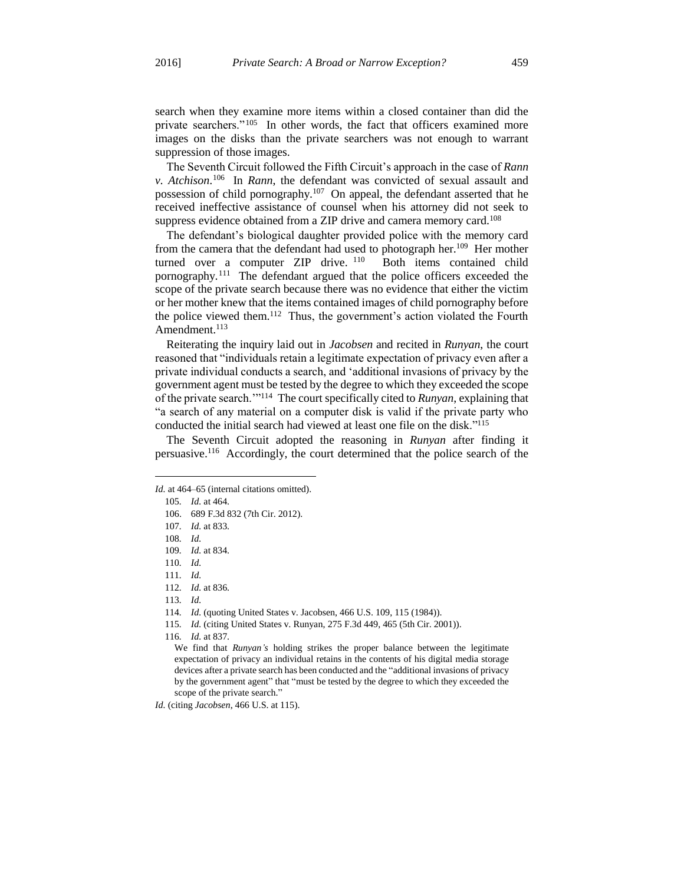search when they examine more items within a closed container than did the private searchers."[105] In other words, the fact that officers examined more images on the disks than the private searchers was not enough to warrant suppression of those images.

The Seventh Circuit followed the Fifth Circuit's approach in the case of *Rann v. Atchison*.[106] In *Rann*, the defendant was convicted of sexual assault and possession of child pornography.[107] On appeal, the defendant asserted that he received ineffective assistance of counsel when his attorney did not seek to suppress evidence obtained from a ZIP drive and camera memory card.[108]

The defendant's biological daughter provided police with the memory card from the camera that the defendant had used to photograph her.[109] Her mother turned over a computer ZIP drive.[110] Both items contained child pornography.[111] The defendant argued that the police officers exceeded the scope of the private search because there was no evidence that either the victim or her mother knew that the items contained images of child pornography before the police viewed them.[112] Thus, the government's action violated the Fourth Amendment.[113]

Reiterating the inquiry laid out in *Jacobsen* and recited in *Runyan*, the court reasoned that "individuals retain a legitimate expectation of privacy even after a private individual conducts a search, and 'additional invasions of privacy by the government agent must be tested by the degree to which they exceeded the scope of the private search.'"[114] The court specifically cited to *Runyan*, explaining that "a search of any material on a computer disk is valid if the private party who conducted the initial search had viewed at least one file on the disk."[115]

The Seventh Circuit adopted the reasoning in *Runyan* after finding it persuasive.[116] Accordingly, the court determined that the police search of the

---

*Id.* at 464–65 (internal citations omitted).

105. *Id.* at 464.

106. 689 F.3d 832 (7th Cir. 2012).

107. *Id.* at 833.

108. *Id.*

109. *Id.* at 834.

110. *Id.*

111. *Id.*

112. *Id.* at 836.

113. *Id.*

114. *Id.* (quoting United States v. Jacobsen, 466 U.S. 109, 115 (1984)).

115. *Id.* (citing United States v. Runyan, 275 F.3d 449, 465 (5th Cir. 2001)).

116. *Id.* at 837.

> We find that *Runyan's* holding strikes the proper balance between the legitimate expectation of privacy an individual retains in the contents of his digital media storage devices after a private search has been conducted and the "additional invasions of privacy by the government agent" that "must be tested by the degree to which they exceeded the scope of the private search."

*Id.* (citing *Jacobsen*, 466 U.S. at 115).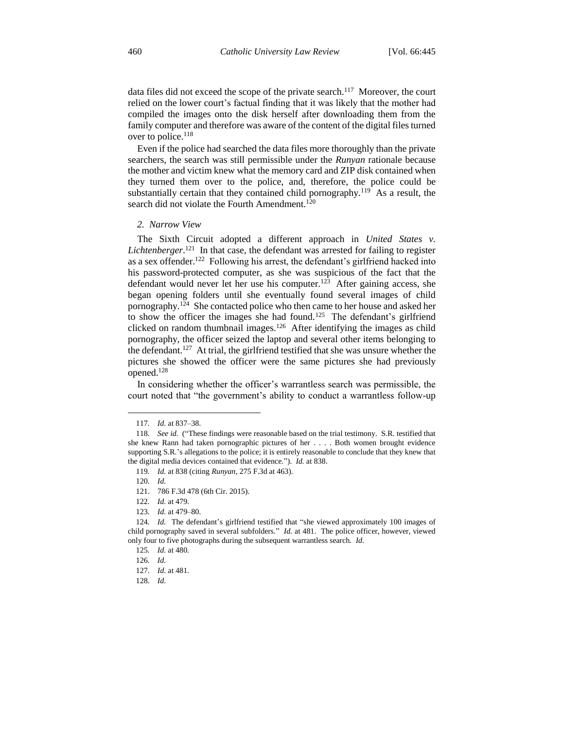data files did not exceed the scope of the private search.[117] Moreover, the court relied on the lower court's factual finding that it was likely that the mother had compiled the images onto the disk herself after downloading them from the family computer and therefore was aware of the content of the digital files turned over to police.[118]

Even if the police had searched the data files more thoroughly than the private searchers, the search was still permissible under the *Runyan* rationale because the mother and victim knew what the memory card and ZIP disk contained when they turned them over to the police, and, therefore, the police could be substantially certain that they contained child pornography.[119] As a result, the search did not violate the Fourth Amendment.[120]

### *2. Narrow View*

The Sixth Circuit adopted a different approach in *United States v. Lichtenberger*.[121] In that case, the defendant was arrested for failing to register as a sex offender.[122] Following his arrest, the defendant's girlfriend hacked into his password-protected computer, as she was suspicious of the fact that the defendant would never let her use his computer.[123] After gaining access, she began opening folders until she eventually found several images of child pornography.[124] She contacted police who then came to her house and asked her to show the officer the images she had found.[125] The defendant's girlfriend clicked on random thumbnail images.[126] After identifying the images as child pornography, the officer seized the laptop and several other items belonging to the defendant.[127] At trial, the girlfriend testified that she was unsure whether the pictures she showed the officer were the same pictures she had previously opened.[128]

In considering whether the officer's warrantless search was permissible, the court noted that "the government's ability to conduct a warrantless follow-up

---

117. *Id.* at 837–38.

118. *See id.* ("These findings were reasonable based on the trial testimony. S.R. testified that she knew Rann had taken pornographic pictures of her . . . . Both women brought evidence supporting S.R.'s allegations to the police; it is entirely reasonable to conclude that they knew that the digital media devices contained that evidence."). *Id.* at 838.

119. *Id.* at 838 (citing *Runyan*, 275 F.3d at 463).

120. *Id.*

121. 786 F.3d 478 (6th Cir. 2015).

122. *Id.* at 479.

123. *Id.* at 479–80.

124. *Id.* The defendant's girlfriend testified that "she viewed approximately 100 images of child pornography saved in several subfolders." *Id.* at 481. The police officer, however, viewed only four to five photographs during the subsequent warrantless search. *Id.*

125. *Id.* at 480.

126. *Id.*

127. *Id.* at 481.

128. *Id.*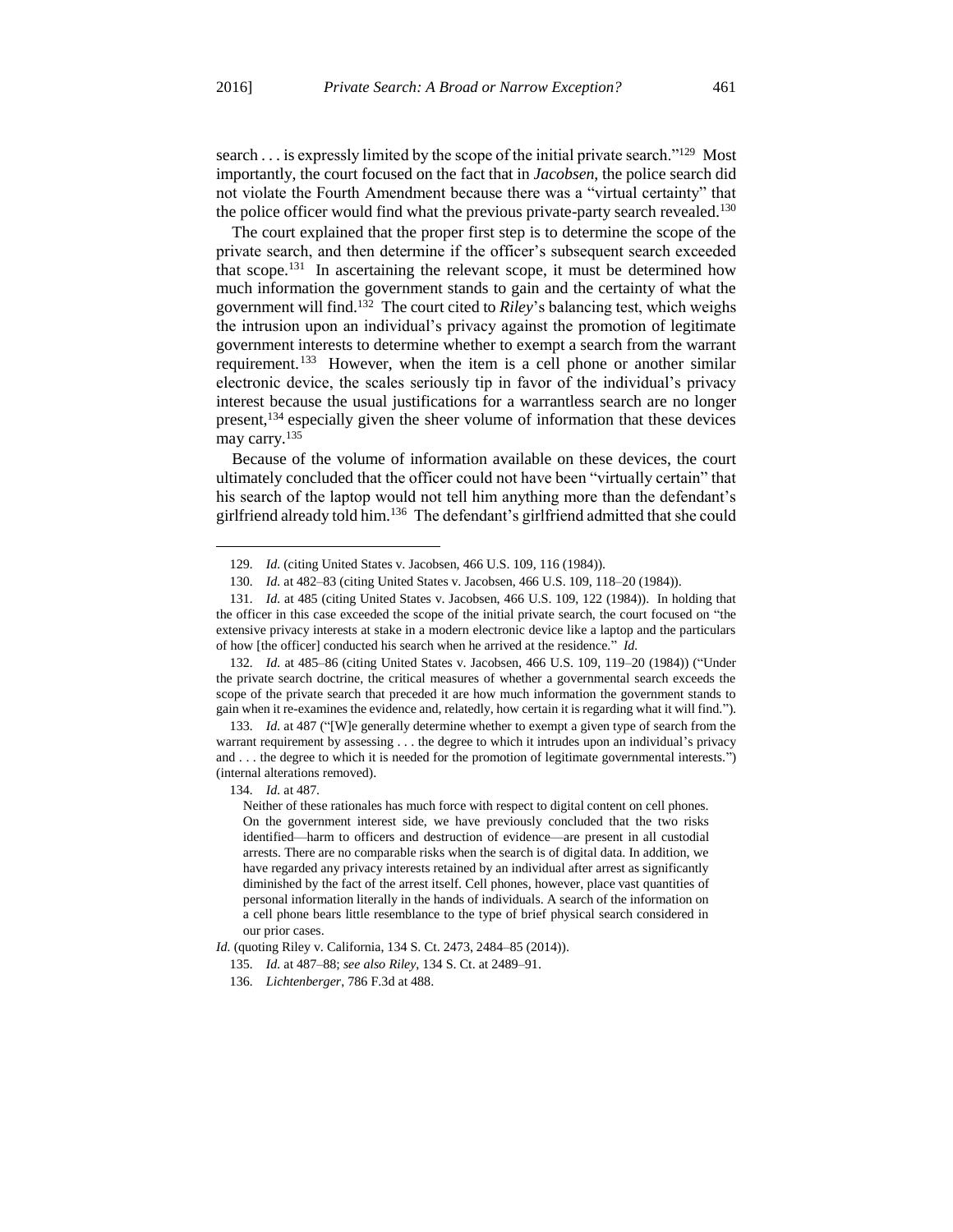search . . . is expressly limited by the scope of the initial private search."[129] Most importantly, the court focused on the fact that in *Jacobsen*, the police search did not violate the Fourth Amendment because there was a "virtual certainty" that the police officer would find what the previous private-party search revealed.[130]

The court explained that the proper first step is to determine the scope of the private search, and then determine if the officer's subsequent search exceeded that scope.[131] In ascertaining the relevant scope, it must be determined how much information the government stands to gain and the certainty of what the government will find.[132] The court cited to *Riley*'s balancing test, which weighs the intrusion upon an individual's privacy against the promotion of legitimate government interests to determine whether to exempt a search from the warrant requirement.[133] However, when the item is a cell phone or another similar electronic device, the scales seriously tip in favor of the individual's privacy interest because the usual justifications for a warrantless search are no longer present,[134] especially given the sheer volume of information that these devices may carry.[135]

Because of the volume of information available on these devices, the court ultimately concluded that the officer could not have been "virtually certain" that his search of the laptop would not tell him anything more than the defendant's girlfriend already told him.[136] The defendant's girlfriend admitted that she could

---

129. *Id.* (citing United States v. Jacobsen, 466 U.S. 109, 116 (1984)).

130. *Id.* at 482–83 (citing United States v. Jacobsen, 466 U.S. 109, 118–20 (1984)).

131. *Id.* at 485 (citing United States v. Jacobsen, 466 U.S. 109, 122 (1984)). In holding that the officer in this case exceeded the scope of the initial private search, the court focused on "the extensive privacy interests at stake in a modern electronic device like a laptop and the particulars of how [the officer] conducted his search when he arrived at the residence." *Id.*

132. *Id.* at 485–86 (citing United States v. Jacobsen, 466 U.S. 109, 119–20 (1984)) ("Under the private search doctrine, the critical measures of whether a governmental search exceeds the scope of the private search that preceded it are how much information the government stands to gain when it re-examines the evidence and, relatedly, how certain it is regarding what it will find.").

133. *Id.* at 487 ("[W]e generally determine whether to exempt a given type of search from the warrant requirement by assessing . . . the degree to which it intrudes upon an individual's privacy and . . . the degree to which it is needed for the promotion of legitimate governmental interests.") (internal alterations removed).

134. *Id.* at 487.

> Neither of these rationales has much force with respect to digital content on cell phones. On the government interest side, we have previously concluded that the two risks identified—harm to officers and destruction of evidence—are present in all custodial arrests. There are no comparable risks when the search is of digital data. In addition, we have regarded any privacy interests retained by an individual after arrest as significantly diminished by the fact of the arrest itself. Cell phones, however, place vast quantities of personal information literally in the hands of individuals. A search of the information on a cell phone bears little resemblance to the type of brief physical search considered in our prior cases.

*Id.* (quoting Riley v. California, 134 S. Ct. 2473, 2484–85 (2014)).

135. *Id.* at 487–88; *see also Riley*, 134 S. Ct. at 2489–91.

136. *Lichtenberger*, 786 F.3d at 488.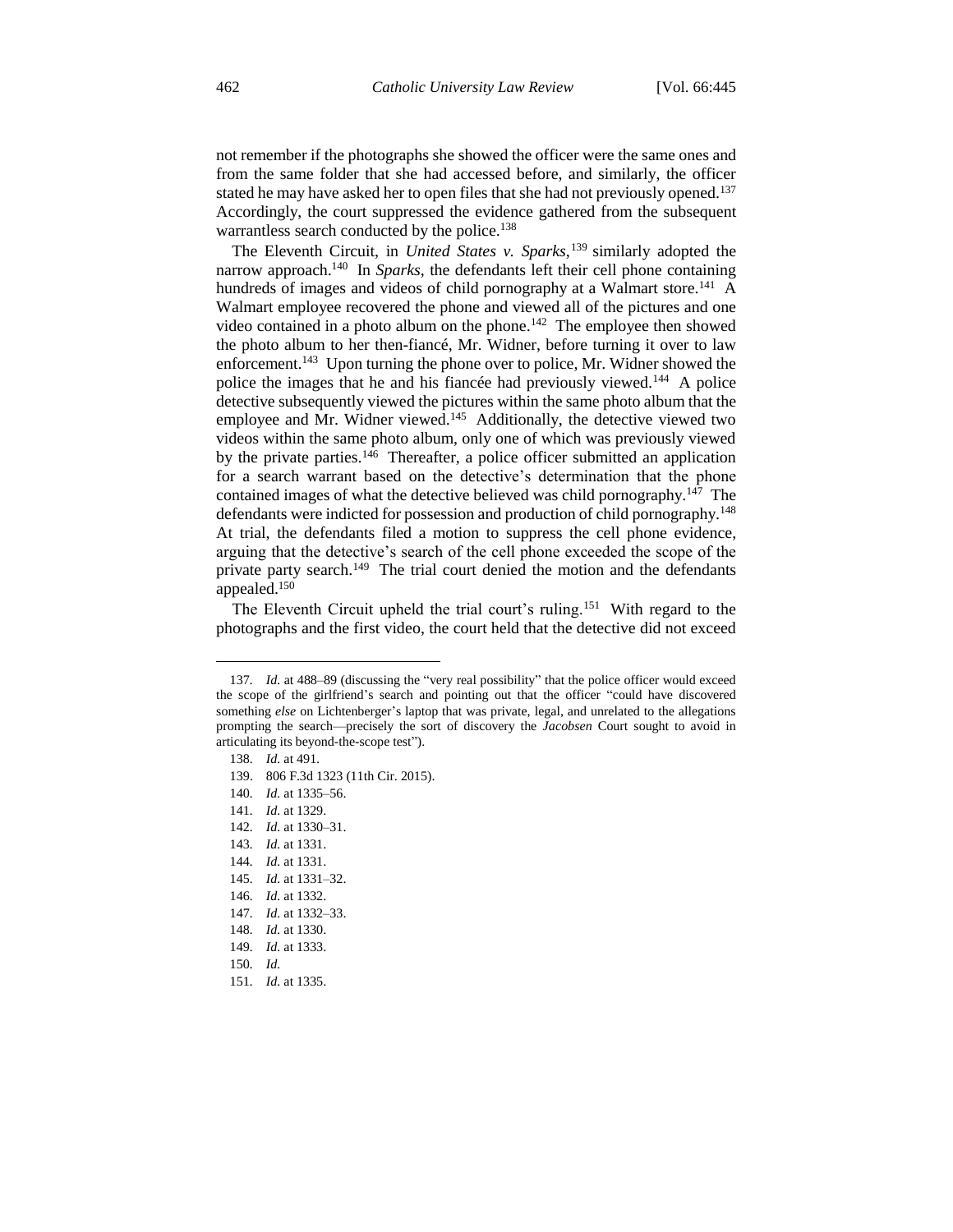not remember if the photographs she showed the officer were the same ones and from the same folder that she had accessed before, and similarly, the officer stated he may have asked her to open files that she had not previously opened.[137] Accordingly, the court suppressed the evidence gathered from the subsequent warrantless search conducted by the police.[138]

The Eleventh Circuit, in *United States v. Sparks*,[139] similarly adopted the narrow approach.[140] In *Sparks*, the defendants left their cell phone containing hundreds of images and videos of child pornography at a Walmart store.[141] A Walmart employee recovered the phone and viewed all of the pictures and one video contained in a photo album on the phone.[142] The employee then showed the photo album to her then-fiancé, Mr. Widner, before turning it over to law enforcement.[143] Upon turning the phone over to police, Mr. Widner showed the police the images that he and his fiancée had previously viewed.[144] A police detective subsequently viewed the pictures within the same photo album that the employee and Mr. Widner viewed.[145] Additionally, the detective viewed two videos within the same photo album, only one of which was previously viewed by the private parties.[146] Thereafter, a police officer submitted an application for a search warrant based on the detective's determination that the phone contained images of what the detective believed was child pornography.[147] The defendants were indicted for possession and production of child pornography.[148] At trial, the defendants filed a motion to suppress the cell phone evidence, arguing that the detective's search of the cell phone exceeded the scope of the private party search.[149] The trial court denied the motion and the defendants appealed.[150]

The Eleventh Circuit upheld the trial court's ruling.[151] With regard to the photographs and the first video, the court held that the detective did not exceed

---

137. *Id.* at 488–89 (discussing the "very real possibility" that the police officer would exceed the scope of the girlfriend's search and pointing out that the officer "could have discovered something *else* on Lichtenberger's laptop that was private, legal, and unrelated to the allegations prompting the search—precisely the sort of discovery the *Jacobsen* Court sought to avoid in articulating its beyond-the-scope test").

138. *Id.* at 491.

139. 806 F.3d 1323 (11th Cir. 2015).

140. *Id.* at 1335–56.

141. *Id.* at 1329.

142. *Id.* at 1330–31.

143. *Id.* at 1331.

144. *Id.* at 1331.

145. *Id.* at 1331–32.

146. *Id.* at 1332.

147. *Id.* at 1332–33.

148. *Id.* at 1330.

149. *Id.* at 1333.

150. *Id.*

151. *Id.* at 1335.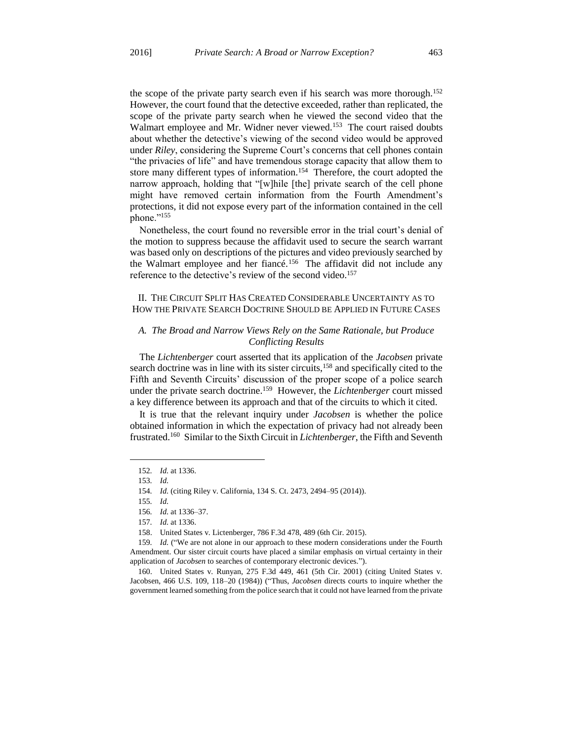the scope of the private party search even if his search was more thorough.[152] However, the court found that the detective exceeded, rather than replicated, the scope of the private party search when he viewed the second video that the Walmart employee and Mr. Widner never viewed.[153] The court raised doubts about whether the detective's viewing of the second video would be approved under *Riley*, considering the Supreme Court's concerns that cell phones contain "the privacies of life" and have tremendous storage capacity that allow them to store many different types of information.[154] Therefore, the court adopted the narrow approach, holding that "[w]hile [the] private search of the cell phone might have removed certain information from the Fourth Amendment's protections, it did not expose every part of the information contained in the cell phone."[155]

Nonetheless, the court found no reversible error in the trial court's denial of the motion to suppress because the affidavit used to secure the search warrant was based only on descriptions of the pictures and video previously searched by the Walmart employee and her fiancé.[156] The affidavit did not include any reference to the detective's review of the second video.[157]

## II. The Circuit Split Has Created Considerable Uncertainty as to How the Private Search Doctrine Should be Applied in Future Cases

### A. *The Broad and Narrow Views Rely on the Same Rationale, but Produce Conflicting Results*

The *Lichtenberger* court asserted that its application of the *Jacobsen* private search doctrine was in line with its sister circuits,[158] and specifically cited to the Fifth and Seventh Circuits' discussion of the proper scope of a police search under the private search doctrine.[159] However, the *Lichtenberger* court missed a key difference between its approach and that of the circuits to which it cited.

It is true that the relevant inquiry under *Jacobsen* is whether the police obtained information in which the expectation of privacy had not already been frustrated.[160] Similar to the Sixth Circuit in *Lichtenberger*, the Fifth and Seventh

---

152. *Id.* at 1336.

153. *Id.*

154. *Id.* (citing Riley v. California, 134 S. Ct. 2473, 2494–95 (2014)).

155. *Id.*

156. *Id.* at 1336–37.

157. *Id.* at 1336.

158. United States v. Lictenberger, 786 F.3d 478, 489 (6th Cir. 2015).

159. *Id.* ("We are not alone in our approach to these modern considerations under the Fourth Amendment. Our sister circuit courts have placed a similar emphasis on virtual certainty in their application of *Jacobsen* to searches of contemporary electronic devices.").

160. United States v. Runyan, 275 F.3d 449, 461 (5th Cir. 2001) (citing United States v. Jacobsen, 466 U.S. 109, 118–20 (1984)) ("Thus, *Jacobsen* directs courts to inquire whether the government learned something from the police search that it could not have learned from the private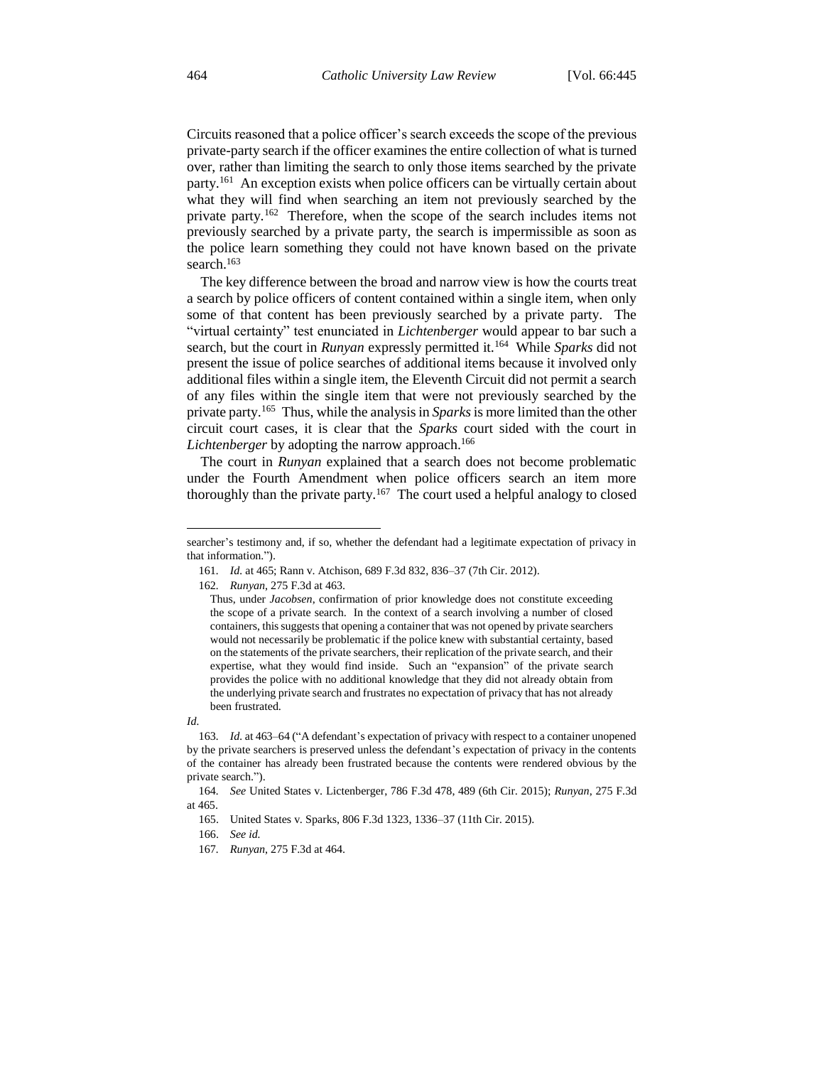Circuits reasoned that a police officer's search exceeds the scope of the previous private-party search if the officer examines the entire collection of what is turned over, rather than limiting the search to only those items searched by the private party.[161] An exception exists when police officers can be virtually certain about what they will find when searching an item not previously searched by the private party.[162] Therefore, when the scope of the search includes items not previously searched by a private party, the search is impermissible as soon as the police learn something they could not have known based on the private search.[163]

The key difference between the broad and narrow view is how the courts treat a search by police officers of content contained within a single item, when only some of that content has been previously searched by a private party. The "virtual certainty" test enunciated in *Lichtenberger* would appear to bar such a search, but the court in *Runyan* expressly permitted it.[164] While *Sparks* did not present the issue of police searches of additional items because it involved only additional files within a single item, the Eleventh Circuit did not permit a search of any files within the single item that were not previously searched by the private party.[165] Thus, while the analysis in *Sparks* is more limited than the other circuit court cases, it is clear that the *Sparks* court sided with the court in *Lichtenberger* by adopting the narrow approach.[166]

The court in *Runyan* explained that a search does not become problematic under the Fourth Amendment when police officers search an item more thoroughly than the private party.[167] The court used a helpful analogy to closed

---

searcher's testimony and, if so, whether the defendant had a legitimate expectation of privacy in that information.").

161. *Id.* at 465; Rann v. Atchison, 689 F.3d 832, 836–37 (7th Cir. 2012).

162. *Runyan*, 275 F.3d at 463.

> Thus, under *Jacobsen*, confirmation of prior knowledge does not constitute exceeding the scope of a private search. In the context of a search involving a number of closed containers, this suggests that opening a container that was not opened by private searchers would not necessarily be problematic if the police knew with substantial certainty, based on the statements of the private searchers, their replication of the private search, and their expertise, what they would find inside. Such an "expansion" of the private search provides the police with no additional knowledge that they did not already obtain from the underlying private search and frustrates no expectation of privacy that has not already been frustrated.

*Id.*

163. *Id.* at 463–64 ("A defendant's expectation of privacy with respect to a container unopened by the private searchers is preserved unless the defendant's expectation of privacy in the contents of the container has already been frustrated because the contents were rendered obvious by the private search.").

164. *See* United States v. Lictenberger, 786 F.3d 478, 489 (6th Cir. 2015); *Runyan*, 275 F.3d at 465.

165. United States v. Sparks, 806 F.3d 1323, 1336–37 (11th Cir. 2015).

166. *See id.*

167. *Runyan*, 275 F.3d at 464.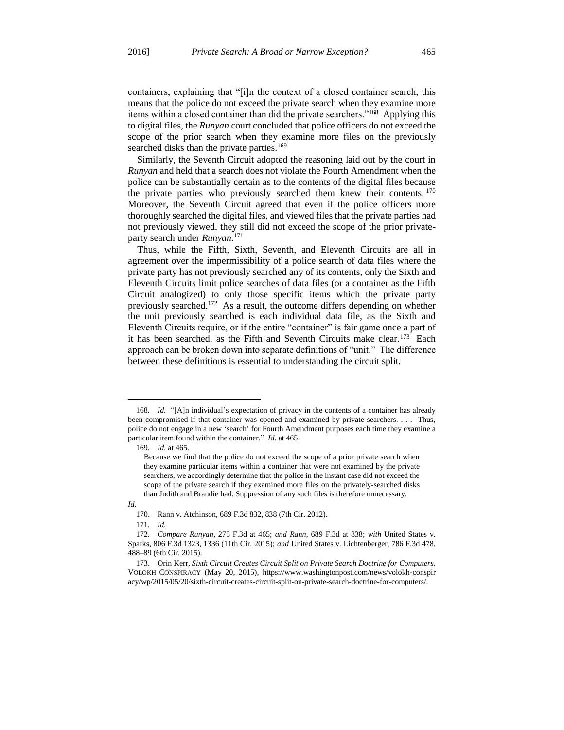containers, explaining that "[i]n the context of a closed container search, this means that the police do not exceed the private search when they examine more items within a closed container than did the private searchers."[168] Applying this to digital files, the *Runyan* court concluded that police officers do not exceed the scope of the prior search when they examine more files on the previously searched disks than the private parties.[169]

Similarly, the Seventh Circuit adopted the reasoning laid out by the court in *Runyan* and held that a search does not violate the Fourth Amendment when the police can be substantially certain as to the contents of the digital files because the private parties who previously searched them knew their contents.[170] Moreover, the Seventh Circuit agreed that even if the police officers more thoroughly searched the digital files, and viewed files that the private parties had not previously viewed, they still did not exceed the scope of the prior private-party search under *Runyan*.[171]

Thus, while the Fifth, Sixth, Seventh, and Eleventh Circuits are all in agreement over the impermissibility of a police search of data files where the private party has not previously searched any of its contents, only the Sixth and Eleventh Circuits limit police searches of data files (or a container as the Fifth Circuit analogized) to only those specific items which the private party previously searched.[172] As a result, the outcome differs depending on whether the unit previously searched is each individual data file, as the Sixth and Eleventh Circuits require, or if the entire "container" is fair game once a part of it has been searched, as the Fifth and Seventh Circuits make clear.[173] Each approach can be broken down into separate definitions of "unit." The difference between these definitions is essential to understanding the circuit split.

---

168. *Id.* "[A]n individual's expectation of privacy in the contents of a container has already been compromised if that container was opened and examined by private searchers. . . . Thus, police do not engage in a new 'search' for Fourth Amendment purposes each time they examine a particular item found within the container." *Id.* at 465.

169. *Id.* at 465.

> Because we find that the police do not exceed the scope of a prior private search when they examine particular items within a container that were not examined by the private searchers, we accordingly determine that the police in the instant case did not exceed the scope of the private search if they examined more files on the privately-searched disks than Judith and Brandie had. Suppression of any such files is therefore unnecessary.

*Id.*

170. Rann v. Atchinson, 689 F.3d 832, 838 (7th Cir. 2012).

171. *Id.*

172. *Compare Runyan*, 275 F.3d at 465; *and Rann*, 689 F.3d at 838; *with* United States v. Sparks, 806 F.3d 1323, 1336 (11th Cir. 2015); *and* United States v. Lichtenberger, 786 F.3d 478, 488–89 (6th Cir. 2015).

173. Orin Kerr, *Sixth Circuit Creates Circuit Split on Private Search Doctrine for Computers*, VOLOKH CONSPIRACY (May 20, 2015), https://www.washingtonpost.com/news/volokh-conspiracy/wp/2015/05/20/sixth-circuit-creates-circuit-split-on-private-search-doctrine-for-computers/.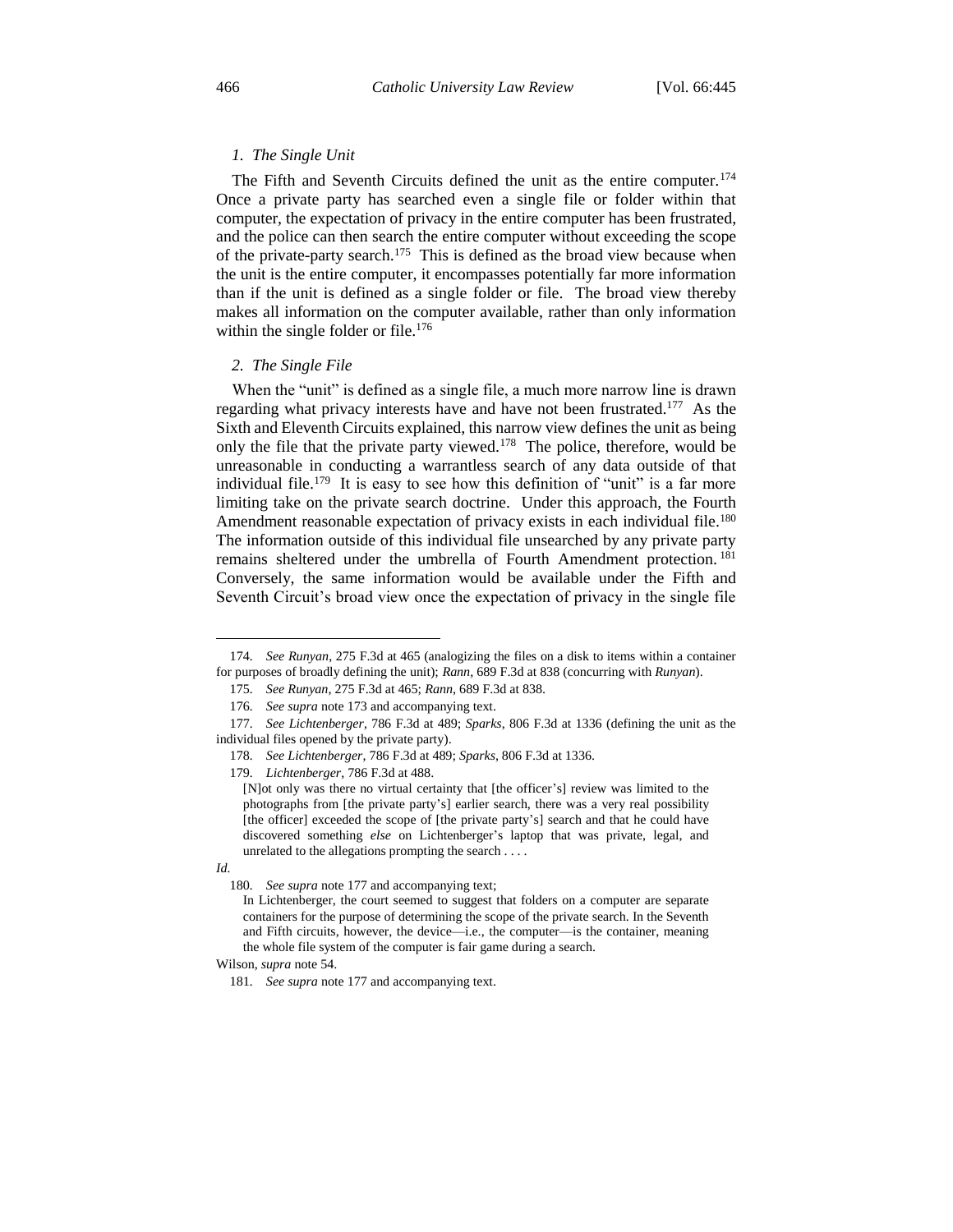### *1. The Single Unit*

The Fifth and Seventh Circuits defined the unit as the entire computer.[174] Once a private party has searched even a single file or folder within that computer, the expectation of privacy in the entire computer has been frustrated, and the police can then search the entire computer without exceeding the scope of the private-party search.[175] This is defined as the broad view because when the unit is the entire computer, it encompasses potentially far more information than if the unit is defined as a single folder or file. The broad view thereby makes all information on the computer available, rather than only information within the single folder or file.[176]

### *2. The Single File*

When the "unit" is defined as a single file, a much more narrow line is drawn regarding what privacy interests have and have not been frustrated.[177] As the Sixth and Eleventh Circuits explained, this narrow view defines the unit as being only the file that the private party viewed.[178] The police, therefore, would be unreasonable in conducting a warrantless search of any data outside of that individual file.[179] It is easy to see how this definition of "unit" is a far more limiting take on the private search doctrine. Under this approach, the Fourth Amendment reasonable expectation of privacy exists in each individual file.[180] The information outside of this individual file unsearched by any private party remains sheltered under the umbrella of Fourth Amendment protection.[181] Conversely, the same information would be available under the Fifth and Seventh Circuit's broad view once the expectation of privacy in the single file

---

174. *See Runyan*, 275 F.3d at 465 (analogizing the files on a disk to items within a container for purposes of broadly defining the unit); *Rann*, 689 F.3d at 838 (concurring with *Runyan*).

175. *See Runyan*, 275 F.3d at 465; *Rann*, 689 F.3d at 838.

176. *See supra* note 173 and accompanying text.

177. *See Lichtenberger*, 786 F.3d at 489; *Sparks*, 806 F.3d at 1336 (defining the unit as the individual files opened by the private party).

178. *See Lichtenberger*, 786 F.3d at 489; *Sparks*, 806 F.3d at 1336.

179. *Lichtenberger*, 786 F.3d at 488.

> [N]ot only was there no virtual certainty that [the officer's] review was limited to the photographs from [the private party's] earlier search, there was a very real possibility [the officer] exceeded the scope of [the private party's] search and that he could have discovered something *else* on Lichtenberger's laptop that was private, legal, and unrelated to the allegations prompting the search . . . .

*Id.*

180. *See supra* note 177 and accompanying text;

> In Lichtenberger, the court seemed to suggest that folders on a computer are separate containers for the purpose of determining the scope of the private search. In the Seventh and Fifth circuits, however, the device—i.e., the computer—is the container, meaning the whole file system of the computer is fair game during a search.

Wilson, *supra* note 54.

181. *See supra* note 177 and accompanying text.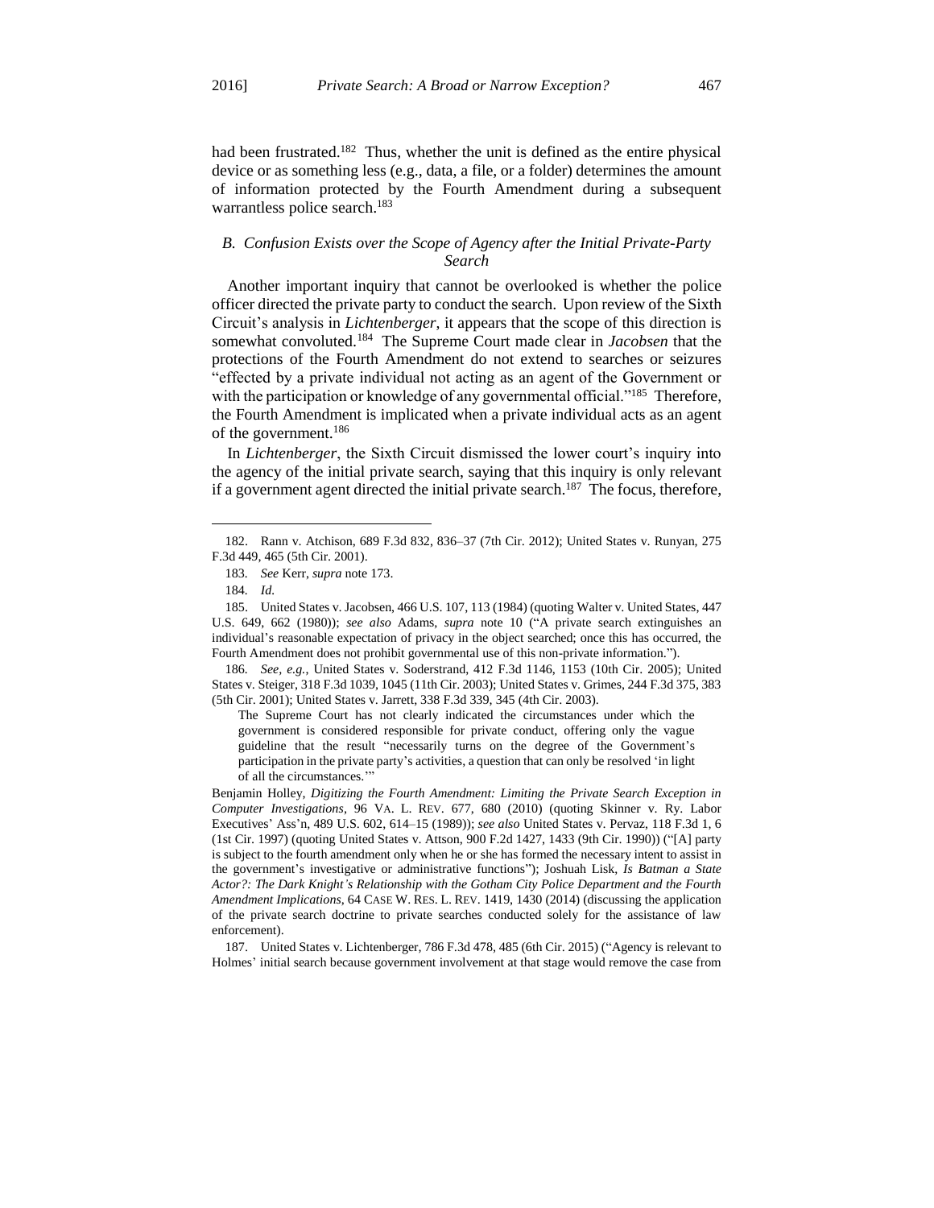had been frustrated.[182] Thus, whether the unit is defined as the entire physical device or as something less (e.g., data, a file, or a folder) determines the amount of information protected by the Fourth Amendment during a subsequent warrantless police search.[183]

### *B. Confusion Exists over the Scope of Agency after the Initial Private-Party Search*

Another important inquiry that cannot be overlooked is whether the police officer directed the private party to conduct the search. Upon review of the Sixth Circuit's analysis in *Lichtenberger*, it appears that the scope of this direction is somewhat convoluted.[184] The Supreme Court made clear in *Jacobsen* that the protections of the Fourth Amendment do not extend to searches or seizures "effected by a private individual not acting as an agent of the Government or with the participation or knowledge of any governmental official."[185] Therefore, the Fourth Amendment is implicated when a private individual acts as an agent of the government.[186]

In *Lichtenberger*, the Sixth Circuit dismissed the lower court's inquiry into the agency of the initial private search, saying that this inquiry is only relevant if a government agent directed the initial private search.[187] The focus, therefore,

---

182. Rann v. Atchison, 689 F.3d 832, 836–37 (7th Cir. 2012); United States v. Runyan, 275 F.3d 449, 465 (5th Cir. 2001).

183. *See* Kerr, *supra* note 173.

184. *Id.*

185. United States v. Jacobsen, 466 U.S. 107, 113 (1984) (quoting Walter v. United States, 447 U.S. 649, 662 (1980)); *see also* Adams, *supra* note 10 ("A private search extinguishes an individual's reasonable expectation of privacy in the object searched; once this has occurred, the Fourth Amendment does not prohibit governmental use of this non-private information.").

186. *See, e.g.*, United States v. Soderstrand, 412 F.3d 1146, 1153 (10th Cir. 2005); United States v. Steiger, 318 F.3d 1039, 1045 (11th Cir. 2003); United States v. Grimes, 244 F.3d 375, 383 (5th Cir. 2001); United States v. Jarrett, 338 F.3d 339, 345 (4th Cir. 2003).

> The Supreme Court has not clearly indicated the circumstances under which the government is considered responsible for private conduct, offering only the vague guideline that the result "necessarily turns on the degree of the Government's participation in the private party's activities, a question that can only be resolved 'in light of all the circumstances.'"

Benjamin Holley, *Digitizing the Fourth Amendment: Limiting the Private Search Exception in Computer Investigations*, 96 VA. L. REV. 677, 680 (2010) (quoting Skinner v. Ry. Labor Executives' Ass'n, 489 U.S. 602, 614–15 (1989)); *see also* United States v. Pervaz, 118 F.3d 1, 6 (1st Cir. 1997) (quoting United States v. Attson, 900 F.2d 1427, 1433 (9th Cir. 1990)) ("[A] party is subject to the fourth amendment only when he or she has formed the necessary intent to assist in the government's investigative or administrative functions"); Joshuah Lisk, *Is Batman a State Actor?: The Dark Knight's Relationship with the Gotham City Police Department and the Fourth Amendment Implications*, 64 CASE W. RES. L. REV. 1419, 1430 (2014) (discussing the application of the private search doctrine to private searches conducted solely for the assistance of law enforcement).

187. United States v. Lichtenberger, 786 F.3d 478, 485 (6th Cir. 2015) ("Agency is relevant to Holmes' initial search because government involvement at that stage would remove the case from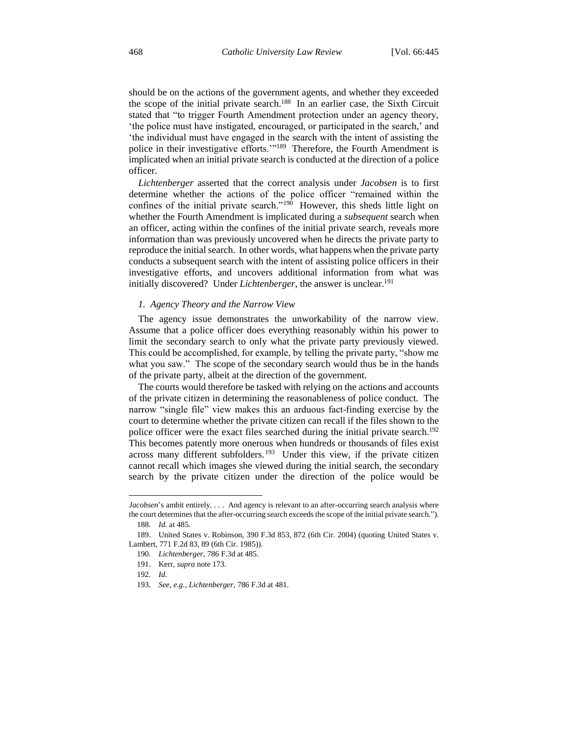should be on the actions of the government agents, and whether they exceeded the scope of the initial private search.[188] In an earlier case, the Sixth Circuit stated that "to trigger Fourth Amendment protection under an agency theory, 'the police must have instigated, encouraged, or participated in the search,' and 'the individual must have engaged in the search with the intent of assisting the police in their investigative efforts.'"[189] Therefore, the Fourth Amendment is implicated when an initial private search is conducted at the direction of a police officer.

*Lichtenberger* asserted that the correct analysis under *Jacobsen* is to first determine whether the actions of the police officer "remained within the confines of the initial private search."[190] However, this sheds little light on whether the Fourth Amendment is implicated during a *subsequent* search when an officer, acting within the confines of the initial private search, reveals more information than was previously uncovered when he directs the private party to reproduce the initial search. In other words, what happens when the private party conducts a subsequent search with the intent of assisting police officers in their investigative efforts, and uncovers additional information from what was initially discovered? Under *Lichtenberger*, the answer is unclear.[191]

### *1. Agency Theory and the Narrow View*

The agency issue demonstrates the unworkability of the narrow view. Assume that a police officer does everything reasonably within his power to limit the secondary search to only what the private party previously viewed. This could be accomplished, for example, by telling the private party, "show me what you saw." The scope of the secondary search would thus be in the hands of the private party, albeit at the direction of the government.

The courts would therefore be tasked with relying on the actions and accounts of the private citizen in determining the reasonableness of police conduct. The narrow "single file" view makes this an arduous fact-finding exercise by the court to determine whether the private citizen can recall if the files shown to the police officer were the exact files searched during the initial private search.[192] This becomes patently more onerous when hundreds or thousands of files exist across many different subfolders.[193] Under this view, if the private citizen cannot recall which images she viewed during the initial search, the secondary search by the private citizen under the direction of the police would be

---

*Jacobsen*'s ambit entirely. . . . And agency is relevant to an after-occurring search analysis where the court determines that the after-occurring search exceeds the scope of the initial private search.").

188. *Id.* at 485.

189. United States v. Robinson, 390 F.3d 853, 872 (6th Cir. 2004) (quoting United States v. Lambert, 771 F.2d 83, 89 (6th Cir. 1985)).

190. *Lichtenberger*, 786 F.3d at 485.

191. Kerr, *supra* note 173.

192. *Id.*

193. *See, e.g.*, *Lichtenberger*, 786 F.3d at 481.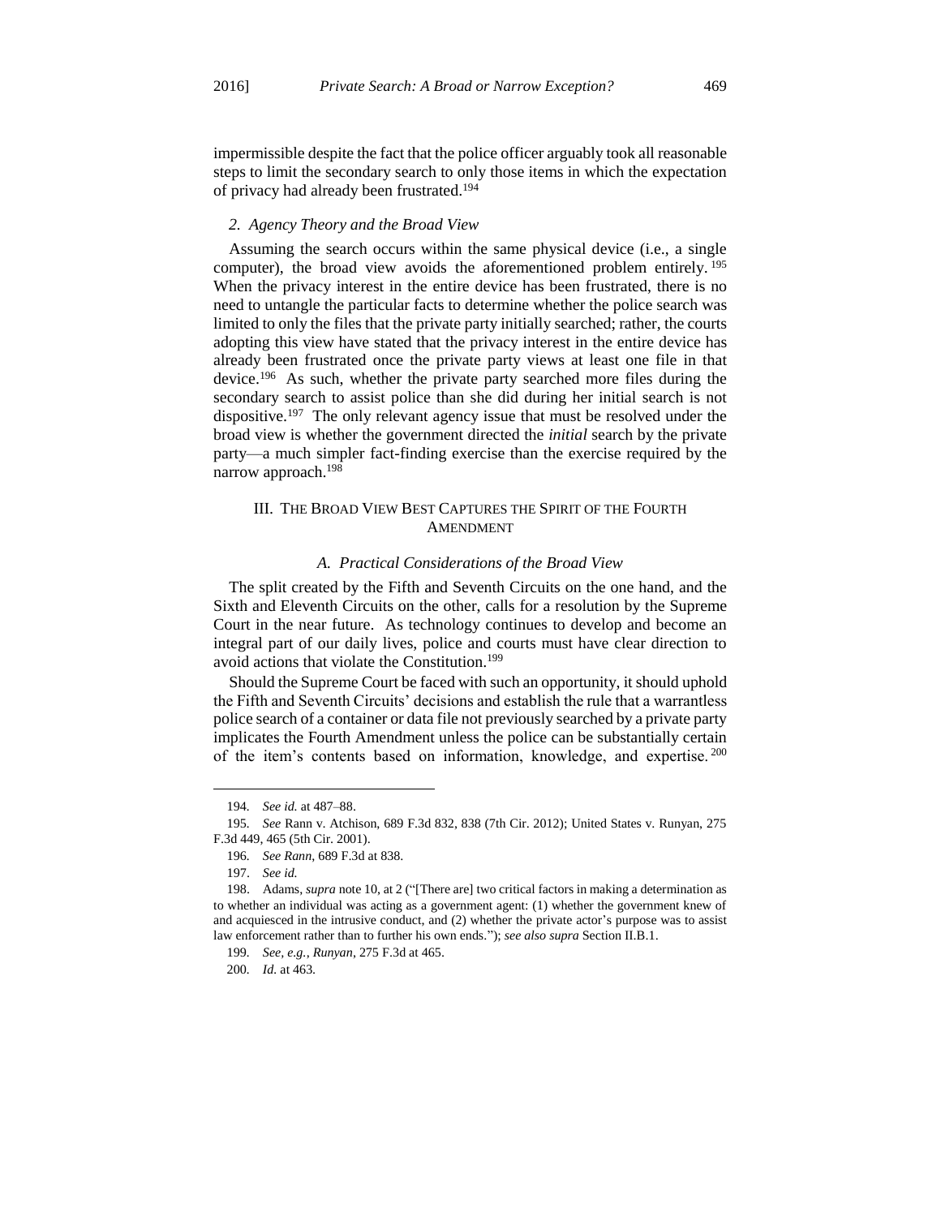impermissible despite the fact that the police officer arguably took all reasonable steps to limit the secondary search to only those items in which the expectation of privacy had already been frustrated.[194]

### *2. Agency Theory and the Broad View*

Assuming the search occurs within the same physical device (i.e., a single computer), the broad view avoids the aforementioned problem entirely.[195] When the privacy interest in the entire device has been frustrated, there is no need to untangle the particular facts to determine whether the police search was limited to only the files that the private party initially searched; rather, the courts adopting this view have stated that the privacy interest in the entire device has already been frustrated once the private party views at least one file in that device.[196] As such, whether the private party searched more files during the secondary search to assist police than she did during her initial search is not dispositive.[197] The only relevant agency issue that must be resolved under the broad view is whether the government directed the *initial* search by the private party—a much simpler fact-finding exercise than the exercise required by the narrow approach.[198]

## III. The Broad View Best Captures the Spirit of the Fourth Amendment

### *A. Practical Considerations of the Broad View*

The split created by the Fifth and Seventh Circuits on the one hand, and the Sixth and Eleventh Circuits on the other, calls for a resolution by the Supreme Court in the near future. As technology continues to develop and become an integral part of our daily lives, police and courts must have clear direction to avoid actions that violate the Constitution.[199]

Should the Supreme Court be faced with such an opportunity, it should uphold the Fifth and Seventh Circuits' decisions and establish the rule that a warrantless police search of a container or data file not previously searched by a private party implicates the Fourth Amendment unless the police can be substantially certain of the item's contents based on information, knowledge, and expertise.[200]

---

194. *See id.* at 487–88.

195. *See* Rann v. Atchison, 689 F.3d 832, 838 (7th Cir. 2012); United States v. Runyan, 275 F.3d 449, 465 (5th Cir. 2001).

196. *See Rann*, 689 F.3d at 838.

197. *See id.*

198. Adams, *supra* note 10, at 2 ("[There are] two critical factors in making a determination as to whether an individual was acting as a government agent: (1) whether the government knew of and acquiesced in the intrusive conduct, and (2) whether the private actor's purpose was to assist law enforcement rather than to further his own ends."); *see also supra* Section II.B.1.

199. *See, e.g.*, *Runyan*, 275 F.3d at 465.

200. *Id.* at 463.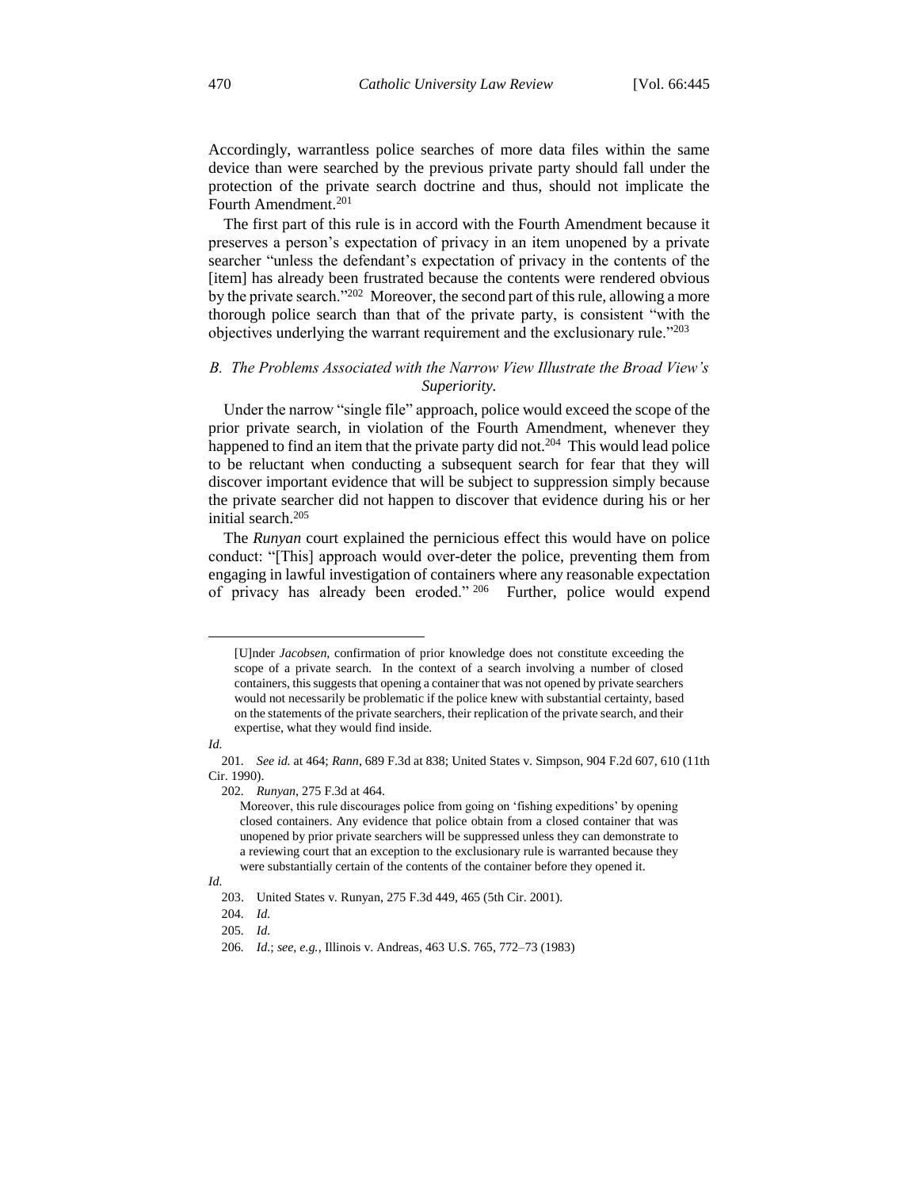Accordingly, warrantless police searches of more data files within the same device than were searched by the previous private party should fall under the protection of the private search doctrine and thus, should not implicate the Fourth Amendment.[201]

The first part of this rule is in accord with the Fourth Amendment because it preserves a person's expectation of privacy in an item unopened by a private searcher "unless the defendant's expectation of privacy in the contents of the [item] has already been frustrated because the contents were rendered obvious by the private search."[202] Moreover, the second part of this rule, allowing a more thorough police search than that of the private party, is consistent "with the objectives underlying the warrant requirement and the exclusionary rule."[203]

### *B. The Problems Associated with the Narrow View Illustrate the Broad View's Superiority.*

Under the narrow "single file" approach, police would exceed the scope of the prior private search, in violation of the Fourth Amendment, whenever they happened to find an item that the private party did not.[204] This would lead police to be reluctant when conducting a subsequent search for fear that they will discover important evidence that will be subject to suppression simply because the private searcher did not happen to discover that evidence during his or her initial search.[205]

The *Runyan* court explained the pernicious effect this would have on police conduct: "[This] approach would over-deter the police, preventing them from engaging in lawful investigation of containers where any reasonable expectation of privacy has already been eroded."[206] Further, police would expend

---

> [U]nder *Jacobsen*, confirmation of prior knowledge does not constitute exceeding the scope of a private search. In the context of a search involving a number of closed containers, this suggests that opening a container that was not opened by private searchers would not necessarily be problematic if the police knew with substantial certainty, based on the statements of the private searchers, their replication of the private search, and their expertise, what they would find inside.

*Id.*

201. *See id.* at 464; *Rann*, 689 F.3d at 838; United States v. Simpson, 904 F.2d 607, 610 (11th Cir. 1990).

202. *Runyan*, 275 F.3d at 464.

> Moreover, this rule discourages police from going on 'fishing expeditions' by opening closed containers. Any evidence that police obtain from a closed container that was unopened by prior private searchers will be suppressed unless they can demonstrate to a reviewing court that an exception to the exclusionary rule is warranted because they were substantially certain of the contents of the container before they opened it.

*Id.*

203. United States v. Runyan, 275 F.3d 449, 465 (5th Cir. 2001).

204. *Id.*

205. *Id.*

206. *Id.*; *see, e.g.*, Illinois v. Andreas, 463 U.S. 765, 772–73 (1983)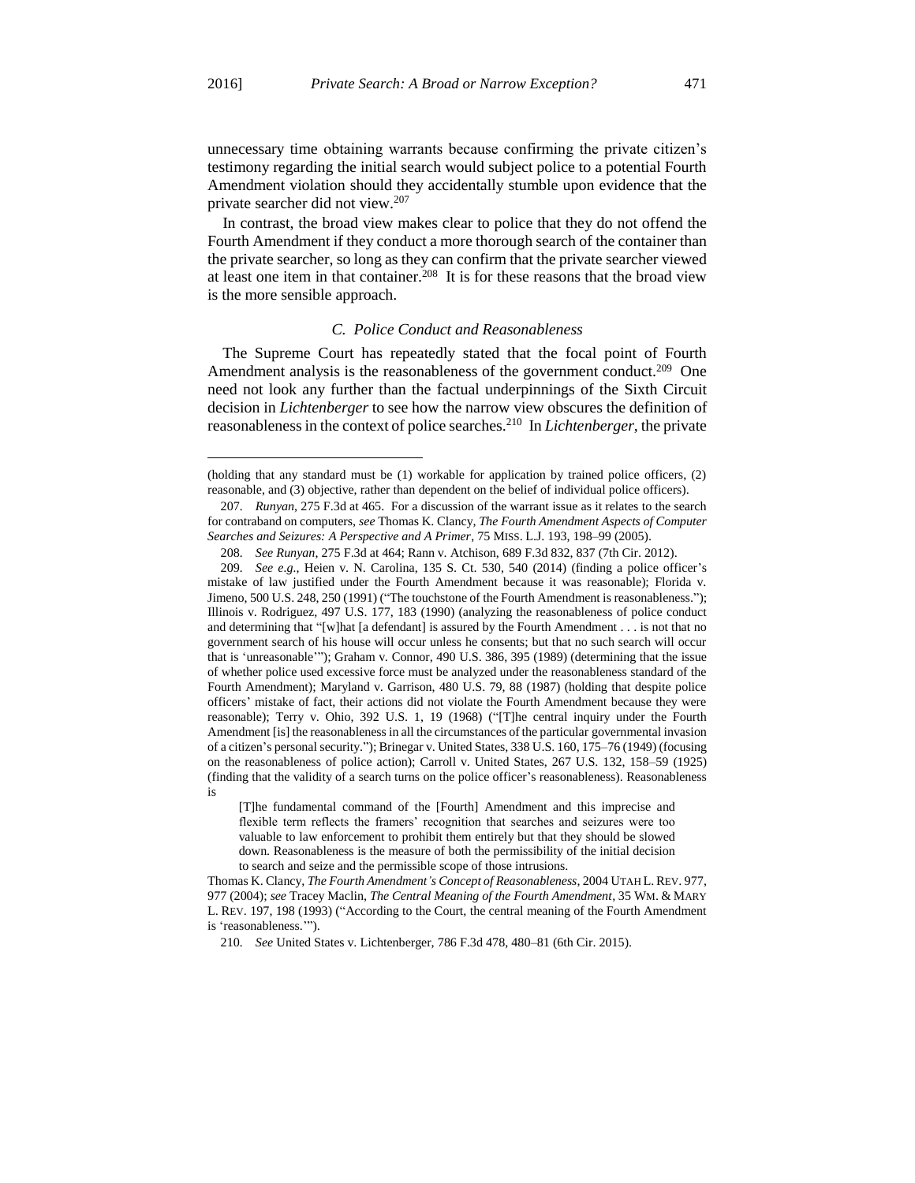unnecessary time obtaining warrants because confirming the private citizen's testimony regarding the initial search would subject police to a potential Fourth Amendment violation should they accidentally stumble upon evidence that the private searcher did not view.[207]

In contrast, the broad view makes clear to police that they do not offend the Fourth Amendment if they conduct a more thorough search of the container than the private searcher, so long as they can confirm that the private searcher viewed at least one item in that container.[208] It is for these reasons that the broad view is the more sensible approach.

### *C. Police Conduct and Reasonableness*

The Supreme Court has repeatedly stated that the focal point of Fourth Amendment analysis is the reasonableness of the government conduct.[209] One need not look any further than the factual underpinnings of the Sixth Circuit decision in *Lichtenberger* to see how the narrow view obscures the definition of reasonableness in the context of police searches.[210] In *Lichtenberger*, the private

---

(holding that any standard must be (1) workable for application by trained police officers, (2) reasonable, and (3) objective, rather than dependent on the belief of individual police officers).

207. *Runyan*, 275 F.3d at 465. For a discussion of the warrant issue as it relates to the search for contraband on computers, *see* Thomas K. Clancy, *The Fourth Amendment Aspects of Computer Searches and Seizures: A Perspective and A Primer*, 75 MISS. L.J. 193, 198–99 (2005).

208. *See Runyan*, 275 F.3d at 464; Rann v. Atchison, 689 F.3d 832, 837 (7th Cir. 2012).

209. *See e.g.*, Heien v. N. Carolina, 135 S. Ct. 530, 540 (2014) (finding a police officer's mistake of law justified under the Fourth Amendment because it was reasonable); Florida v. Jimeno, 500 U.S. 248, 250 (1991) ("The touchstone of the Fourth Amendment is reasonableness."); Illinois v. Rodriguez, 497 U.S. 177, 183 (1990) (analyzing the reasonableness of police conduct and determining that "[w]hat [a defendant] is assured by the Fourth Amendment . . . is not that no government search of his house will occur unless he consents; but that no such search will occur that is 'unreasonable'"); Graham v. Connor, 490 U.S. 386, 395 (1989) (determining that the issue of whether police used excessive force must be analyzed under the reasonableness standard of the Fourth Amendment); Maryland v. Garrison, 480 U.S. 79, 88 (1987) (holding that despite police officers' mistake of fact, their actions did not violate the Fourth Amendment because they were reasonable); Terry v. Ohio, 392 U.S. 1, 19 (1968) ("[T]he central inquiry under the Fourth Amendment [is] the reasonableness in all the circumstances of the particular governmental invasion of a citizen's personal security."); Brinegar v. United States, 338 U.S. 160, 175–76 (1949) (focusing on the reasonableness of police action); Carroll v. United States, 267 U.S. 132, 158–59 (1925) (finding that the validity of a search turns on the police officer's reasonableness). Reasonableness is

> [T]he fundamental command of the [Fourth] Amendment and this imprecise and flexible term reflects the framers' recognition that searches and seizures were too valuable to law enforcement to prohibit them entirely but that they should be slowed down. Reasonableness is the measure of both the permissibility of the initial decision to search and seize and the permissible scope of those intrusions.

Thomas K. Clancy, *The Fourth Amendment's Concept of Reasonableness*, 2004 UTAH L. REV. 977, 977 (2004); *see* Tracey Maclin, *The Central Meaning of the Fourth Amendment*, 35 WM. & MARY L. REV. 197, 198 (1993) ("According to the Court, the central meaning of the Fourth Amendment is 'reasonableness.'").

210. *See* United States v. Lichtenberger, 786 F.3d 478, 480–81 (6th Cir. 2015).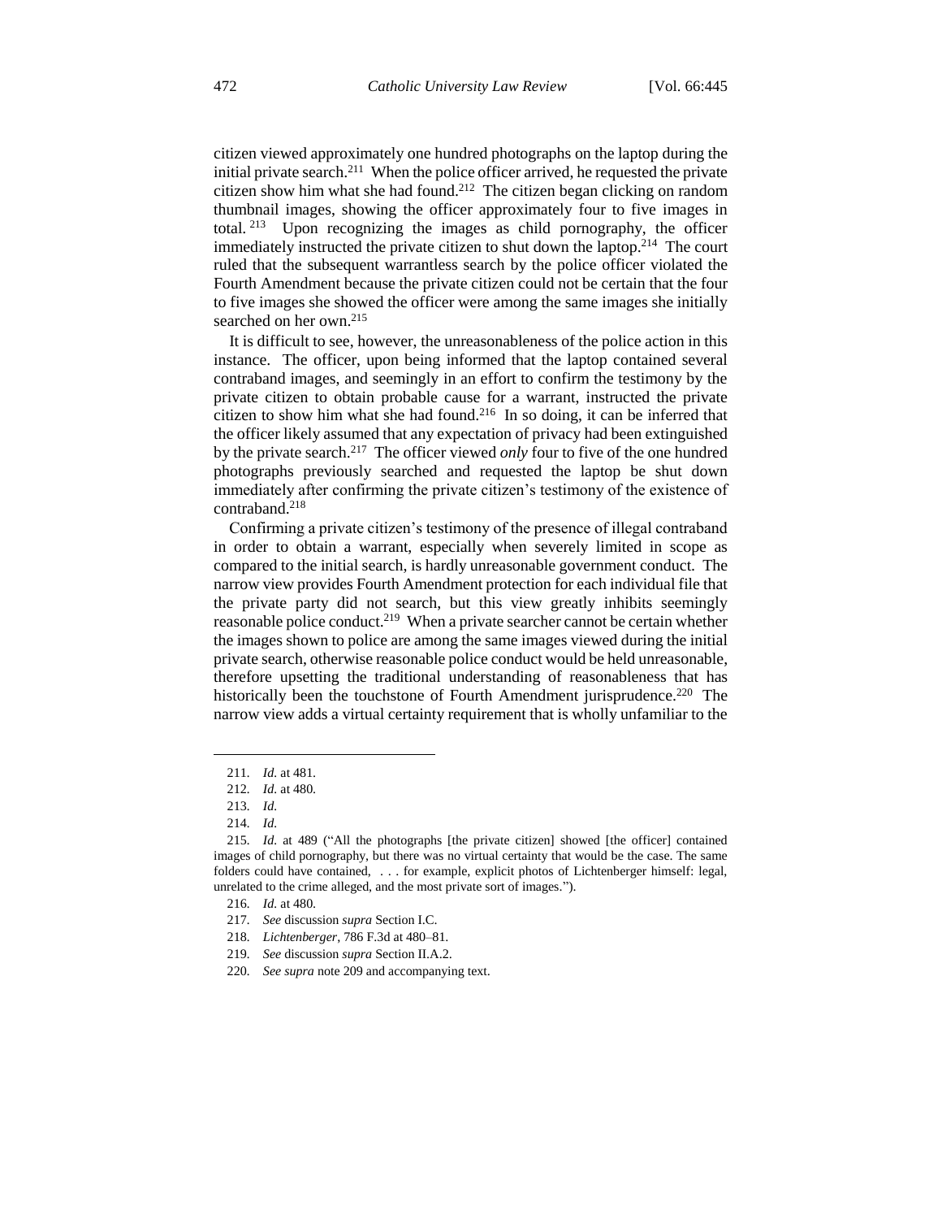citizen viewed approximately one hundred photographs on the laptop during the initial private search.[211] When the police officer arrived, he requested the private citizen show him what she had found.[212] The citizen began clicking on random thumbnail images, showing the officer approximately four to five images in total.[213] Upon recognizing the images as child pornography, the officer immediately instructed the private citizen to shut down the laptop.[214] The court ruled that the subsequent warrantless search by the police officer violated the Fourth Amendment because the private citizen could not be certain that the four to five images she showed the officer were among the same images she initially searched on her own.[215]

It is difficult to see, however, the unreasonableness of the police action in this instance. The officer, upon being informed that the laptop contained several contraband images, and seemingly in an effort to confirm the testimony by the private citizen to obtain probable cause for a warrant, instructed the private citizen to show him what she had found.[216] In so doing, it can be inferred that the officer likely assumed that any expectation of privacy had been extinguished by the private search.[217] The officer viewed *only* four to five of the one hundred photographs previously searched and requested the laptop be shut down immediately after confirming the private citizen's testimony of the existence of contraband.[218]

Confirming a private citizen's testimony of the presence of illegal contraband in order to obtain a warrant, especially when severely limited in scope as compared to the initial search, is hardly unreasonable government conduct. The narrow view provides Fourth Amendment protection for each individual file that the private party did not search, but this view greatly inhibits seemingly reasonable police conduct.[219] When a private searcher cannot be certain whether the images shown to police are among the same images viewed during the initial private search, otherwise reasonable police conduct would be held unreasonable, therefore upsetting the traditional understanding of reasonableness that has historically been the touchstone of Fourth Amendment jurisprudence.[220] The narrow view adds a virtual certainty requirement that is wholly unfamiliar to the

---

211. *Id.* at 481.

212. *Id.* at 480.

213. *Id.*

214. *Id.*

215. *Id.* at 489 ("All the photographs [the private citizen] showed [the officer] contained images of child pornography, but there was no virtual certainty that would be the case. The same folders could have contained, . . . for example, explicit photos of Lichtenberger himself: legal, unrelated to the crime alleged, and the most private sort of images.").

216. *Id.* at 480.

217. *See* discussion *supra* Section I.C.

218. *Lichtenberger*, 786 F.3d at 480–81.

219. *See* discussion *supra* Section II.A.2.

220. *See supra* note 209 and accompanying text.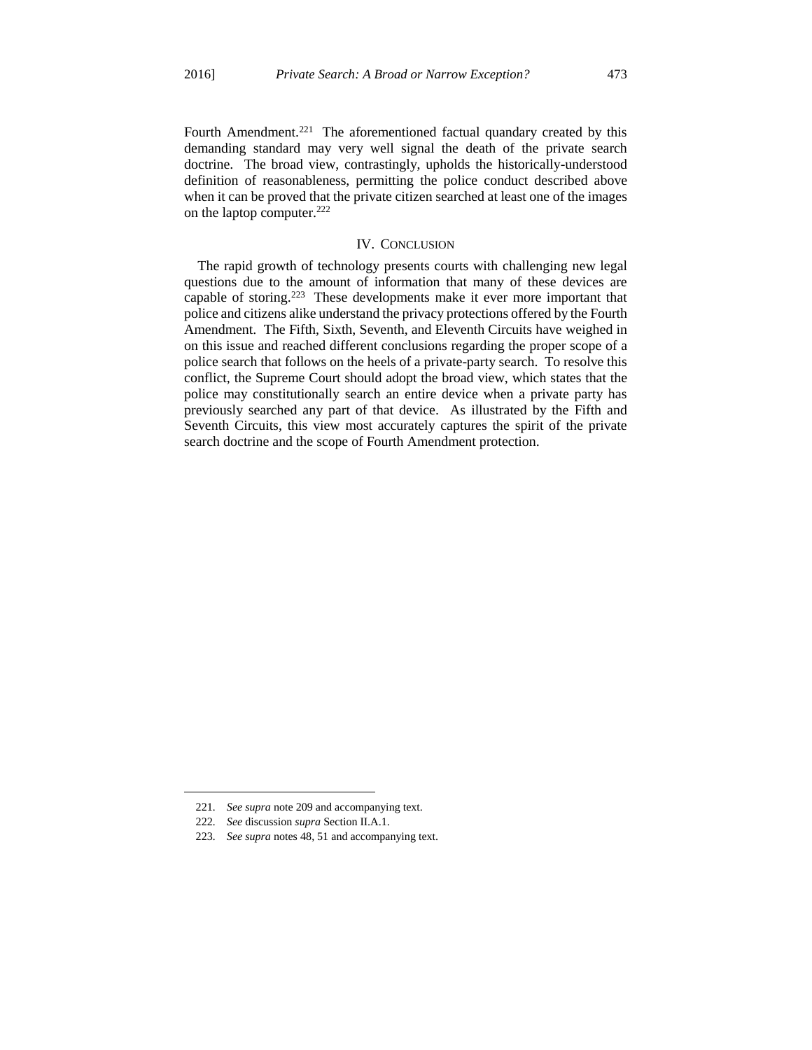Fourth Amendment.[221] The aforementioned factual quandary created by this demanding standard may very well signal the death of the private search doctrine. The broad view, contrastingly, upholds the historically-understood definition of reasonableness, permitting the police conduct described above when it can be proved that the private citizen searched at least one of the images on the laptop computer.[222]

## IV. CONCLUSION

The rapid growth of technology presents courts with challenging new legal questions due to the amount of information that many of these devices are capable of storing.[223] These developments make it ever more important that police and citizens alike understand the privacy protections offered by the Fourth Amendment. The Fifth, Sixth, Seventh, and Eleventh Circuits have weighed in on this issue and reached different conclusions regarding the proper scope of a police search that follows on the heels of a private-party search. To resolve this conflict, the Supreme Court should adopt the broad view, which states that the police may constitutionally search an entire device when a private party has previously searched any part of that device. As illustrated by the Fifth and Seventh Circuits, this view most accurately captures the spirit of the private search doctrine and the scope of Fourth Amendment protection.

---

221. *See supra* note 209 and accompanying text.

222. *See* discussion *supra* Section II.A.1.

223. *See supra* notes 48, 51 and accompanying text.